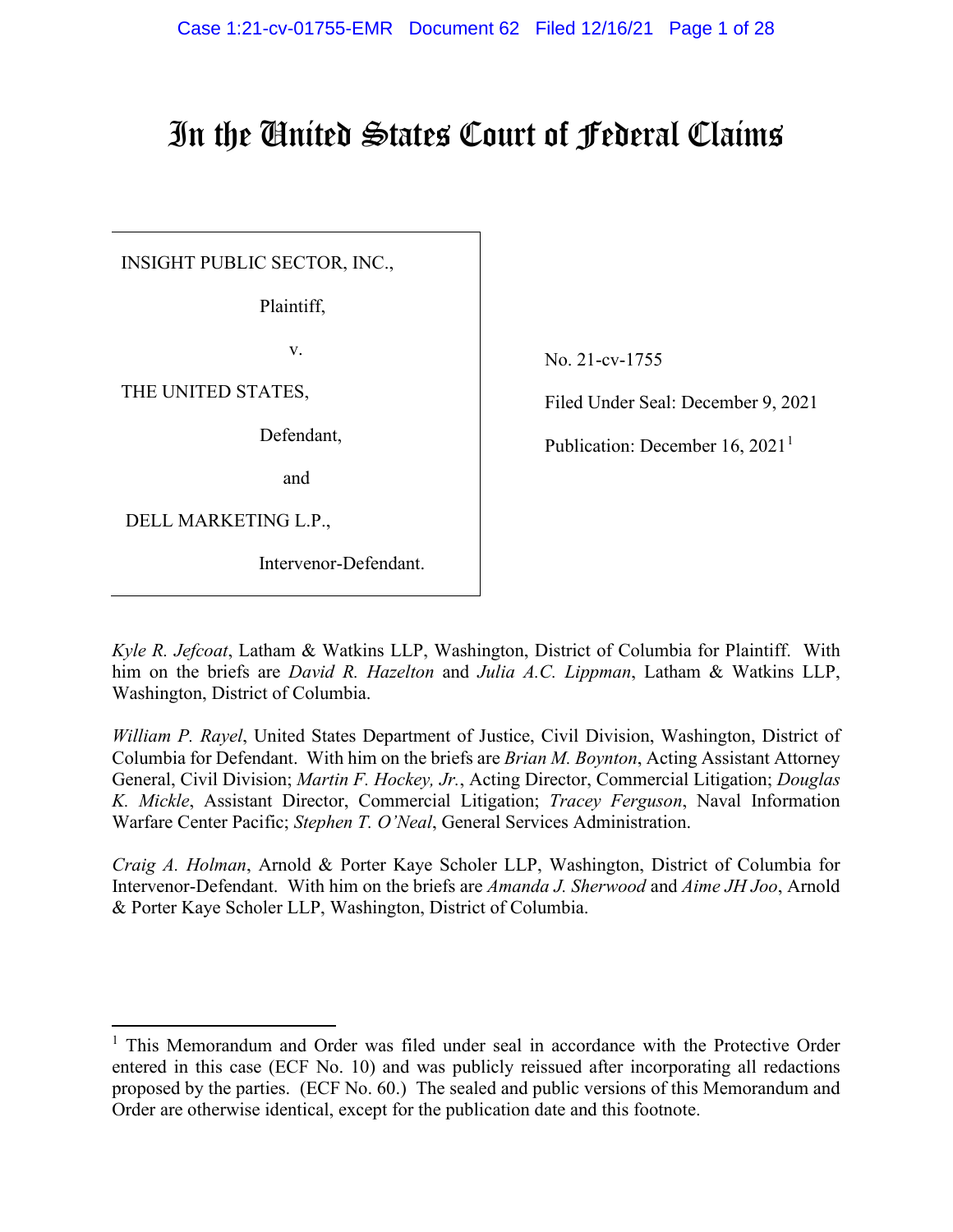# In the United States Court of Federal Claims

| | |
|---|---|
| INSIGHT PUBLIC SECTOR, INC.,<br><br>Plaintiff,<br><br>v.<br><br>THE UNITED STATES,<br><br>Defendant,<br><br>and<br><br>DELL MARKETING L.P.,<br><br>Intervenor-Defendant. | No. 21-cv-1755<br><br>Filed Under Seal: December 9, 2021<br><br>Publication: December 16, 2021[1] |

*Kyle R. Jefcoat*, Latham & Watkins LLP, Washington, District of Columbia for Plaintiff. With him on the briefs are *David R. Hazelton* and *Julia A.C. Lippman*, Latham & Watkins LLP, Washington, District of Columbia.

*William P. Rayel*, United States Department of Justice, Civil Division, Washington, District of Columbia for Defendant. With him on the briefs are *Brian M. Boynton*, Acting Assistant Attorney General, Civil Division; *Martin F. Hockey, Jr.*, Acting Director, Commercial Litigation; *Douglas K. Mickle*, Assistant Director, Commercial Litigation; *Tracey Ferguson*, Naval Information Warfare Center Pacific; *Stephen T. O'Neal*, General Services Administration.

*Craig A. Holman*, Arnold & Porter Kaye Scholer LLP, Washington, District of Columbia for Intervenor-Defendant. With him on the briefs are *Amanda J. Sherwood* and *Aime JH Joo*, Arnold & Porter Kaye Scholer LLP, Washington, District of Columbia.

---

[1] This Memorandum and Order was filed under seal in accordance with the Protective Order entered in this case (ECF No. 10) and was publicly reissued after incorporating all redactions proposed by the parties. (ECF No. 60.) The sealed and public versions of this Memorandum and Order are otherwise identical, except for the publication date and this footnote.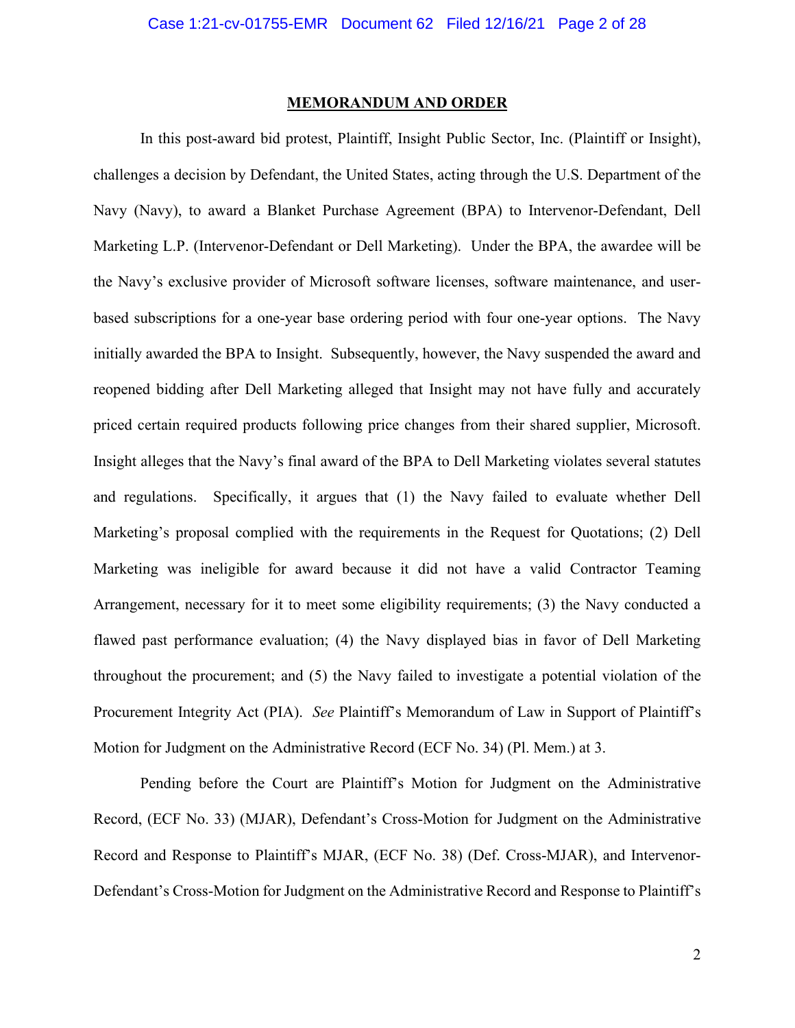**MEMORANDUM AND ORDER**

In this post-award bid protest, Plaintiff, Insight Public Sector, Inc. (Plaintiff or Insight), challenges a decision by Defendant, the United States, acting through the U.S. Department of the Navy (Navy), to award a Blanket Purchase Agreement (BPA) to Intervenor-Defendant, Dell Marketing L.P. (Intervenor-Defendant or Dell Marketing). Under the BPA, the awardee will be the Navy's exclusive provider of Microsoft software licenses, software maintenance, and user-based subscriptions for a one-year base ordering period with four one-year options. The Navy initially awarded the BPA to Insight. Subsequently, however, the Navy suspended the award and reopened bidding after Dell Marketing alleged that Insight may not have fully and accurately priced certain required products following price changes from their shared supplier, Microsoft. Insight alleges that the Navy's final award of the BPA to Dell Marketing violates several statutes and regulations. Specifically, it argues that (1) the Navy failed to evaluate whether Dell Marketing's proposal complied with the requirements in the Request for Quotations; (2) Dell Marketing was ineligible for award because it did not have a valid Contractor Teaming Arrangement, necessary for it to meet some eligibility requirements; (3) the Navy conducted a flawed past performance evaluation; (4) the Navy displayed bias in favor of Dell Marketing throughout the procurement; and (5) the Navy failed to investigate a potential violation of the Procurement Integrity Act (PIA). *See* Plaintiff's Memorandum of Law in Support of Plaintiff's Motion for Judgment on the Administrative Record (ECF No. 34) (Pl. Mem.) at 3.

Pending before the Court are Plaintiff's Motion for Judgment on the Administrative Record, (ECF No. 33) (MJAR), Defendant's Cross-Motion for Judgment on the Administrative Record and Response to Plaintiff's MJAR, (ECF No. 38) (Def. Cross-MJAR), and Intervenor-Defendant's Cross-Motion for Judgment on the Administrative Record and Response to Plaintiff's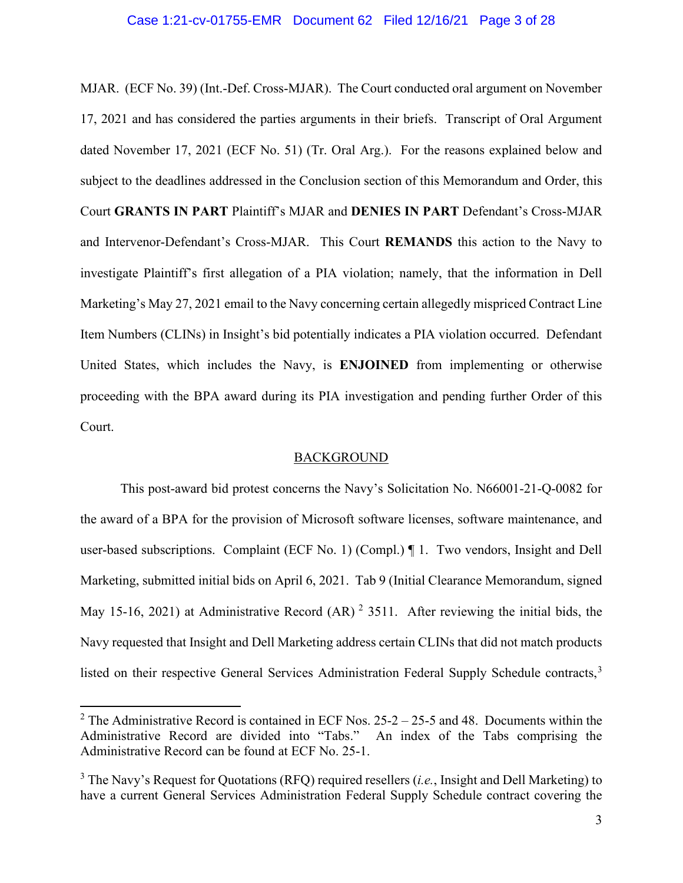MJAR. (ECF No. 39) (Int.-Def. Cross-MJAR). The Court conducted oral argument on November 17, 2021 and has considered the parties arguments in their briefs. Transcript of Oral Argument dated November 17, 2021 (ECF No. 51) (Tr. Oral Arg.). For the reasons explained below and subject to the deadlines addressed in the Conclusion section of this Memorandum and Order, this Court **GRANTS IN PART** Plaintiff's MJAR and **DENIES IN PART** Defendant's Cross-MJAR and Intervenor-Defendant's Cross-MJAR. This Court **REMANDS** this action to the Navy to investigate Plaintiff's first allegation of a PIA violation; namely, that the information in Dell Marketing's May 27, 2021 email to the Navy concerning certain allegedly mispriced Contract Line Item Numbers (CLINs) in Insight's bid potentially indicates a PIA violation occurred. Defendant United States, which includes the Navy, is **ENJOINED** from implementing or otherwise proceeding with the BPA award during its PIA investigation and pending further Order of this Court.

## BACKGROUND

This post-award bid protest concerns the Navy's Solicitation No. N66001-21-Q-0082 for the award of a BPA for the provision of Microsoft software licenses, software maintenance, and user-based subscriptions. Complaint (ECF No. 1) (Compl.) ¶ 1. Two vendors, Insight and Dell Marketing, submitted initial bids on April 6, 2021. Tab 9 (Initial Clearance Memorandum, signed May 15-16, 2021) at Administrative Record (AR) [2] 3511. After reviewing the initial bids, the Navy requested that Insight and Dell Marketing address certain CLINs that did not match products listed on their respective General Services Administration Federal Supply Schedule contracts,[3]

---

[2] The Administrative Record is contained in ECF Nos. 25-2 – 25-5 and 48. Documents within the Administrative Record are divided into "Tabs." An index of the Tabs comprising the Administrative Record can be found at ECF No. 25-1.

[3] The Navy's Request for Quotations (RFQ) required resellers (*i.e.*, Insight and Dell Marketing) to have a current General Services Administration Federal Supply Schedule contract covering the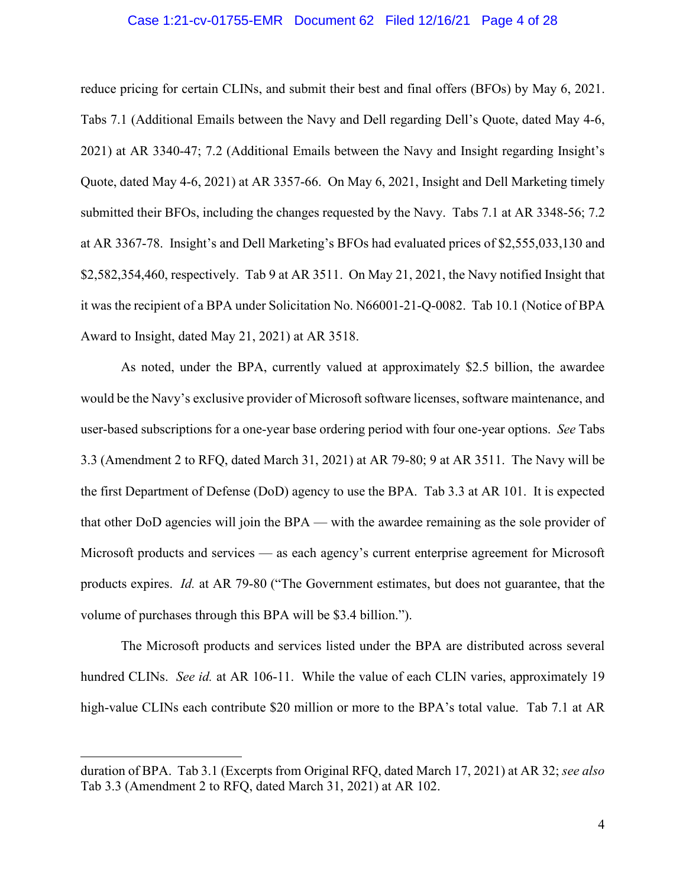reduce pricing for certain CLINs, and submit their best and final offers (BFOs) by May 6, 2021. Tabs 7.1 (Additional Emails between the Navy and Dell regarding Dell's Quote, dated May 4-6, 2021) at AR 3340-47; 7.2 (Additional Emails between the Navy and Insight regarding Insight's Quote, dated May 4-6, 2021) at AR 3357-66. On May 6, 2021, Insight and Dell Marketing timely submitted their BFOs, including the changes requested by the Navy. Tabs 7.1 at AR 3348-56; 7.2 at AR 3367-78. Insight's and Dell Marketing's BFOs had evaluated prices of $2,555,033,130 and $2,582,354,460, respectively. Tab 9 at AR 3511. On May 21, 2021, the Navy notified Insight that it was the recipient of a BPA under Solicitation No. N66001-21-Q-0082. Tab 10.1 (Notice of BPA Award to Insight, dated May 21, 2021) at AR 3518.

As noted, under the BPA, currently valued at approximately $2.5 billion, the awardee would be the Navy's exclusive provider of Microsoft software licenses, software maintenance, and user-based subscriptions for a one-year base ordering period with four one-year options. *See* Tabs 3.3 (Amendment 2 to RFQ, dated March 31, 2021) at AR 79-80; 9 at AR 3511. The Navy will be the first Department of Defense (DoD) agency to use the BPA. Tab 3.3 at AR 101. It is expected that other DoD agencies will join the BPA — with the awardee remaining as the sole provider of Microsoft products and services — as each agency's current enterprise agreement for Microsoft products expires. *Id.* at AR 79-80 ("The Government estimates, but does not guarantee, that the volume of purchases through this BPA will be $3.4 billion.").

The Microsoft products and services listed under the BPA are distributed across several hundred CLINs. *See id.* at AR 106-11. While the value of each CLIN varies, approximately 19 high-value CLINs each contribute $20 million or more to the BPA's total value. Tab 7.1 at AR

---

duration of BPA. Tab 3.1 (Excerpts from Original RFQ, dated March 17, 2021) at AR 32; *see also* Tab 3.3 (Amendment 2 to RFQ, dated March 31, 2021) at AR 102.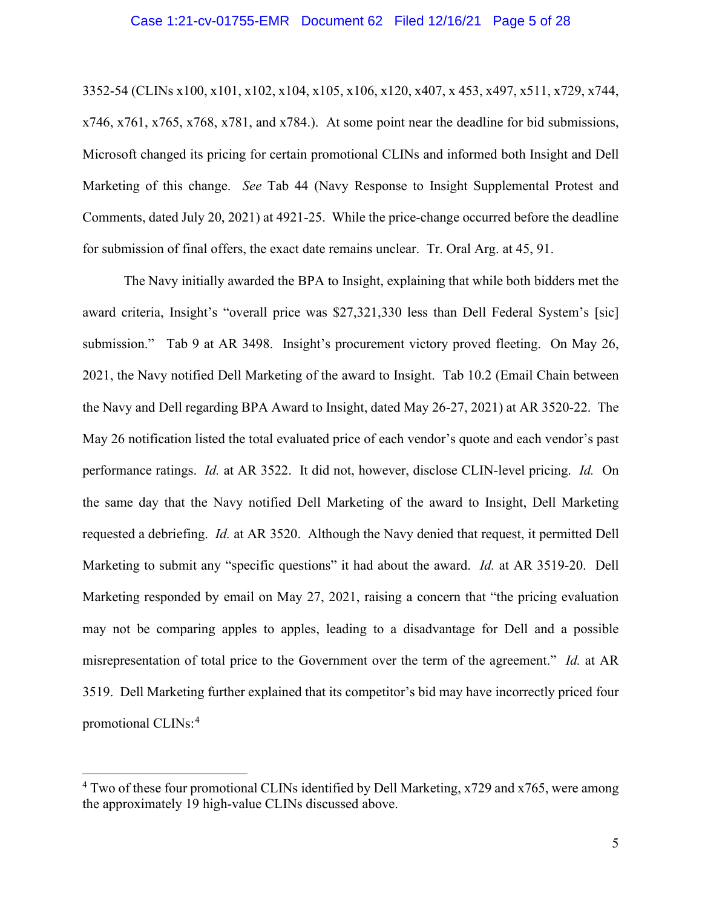3352-54 (CLINs x100, x101, x102, x104, x105, x106, x120, x407, x 453, x497, x511, x729, x744, x746, x761, x765, x768, x781, and x784.). At some point near the deadline for bid submissions, Microsoft changed its pricing for certain promotional CLINs and informed both Insight and Dell Marketing of this change. *See* Tab 44 (Navy Response to Insight Supplemental Protest and Comments, dated July 20, 2021) at 4921-25. While the price-change occurred before the deadline for submission of final offers, the exact date remains unclear. Tr. Oral Arg. at 45, 91.

The Navy initially awarded the BPA to Insight, explaining that while both bidders met the award criteria, Insight's "overall price was $27,321,330 less than Dell Federal System's [sic] submission." Tab 9 at AR 3498. Insight's procurement victory proved fleeting. On May 26, 2021, the Navy notified Dell Marketing of the award to Insight. Tab 10.2 (Email Chain between the Navy and Dell regarding BPA Award to Insight, dated May 26-27, 2021) at AR 3520-22. The May 26 notification listed the total evaluated price of each vendor's quote and each vendor's past performance ratings. *Id.* at AR 3522. It did not, however, disclose CLIN-level pricing. *Id.* On the same day that the Navy notified Dell Marketing of the award to Insight, Dell Marketing requested a debriefing. *Id.* at AR 3520. Although the Navy denied that request, it permitted Dell Marketing to submit any "specific questions" it had about the award. *Id.* at AR 3519-20. Dell Marketing responded by email on May 27, 2021, raising a concern that "the pricing evaluation may not be comparing apples to apples, leading to a disadvantage for Dell and a possible misrepresentation of total price to the Government over the term of the agreement." *Id.* at AR 3519. Dell Marketing further explained that its competitor's bid may have incorrectly priced four promotional CLINs:[4]

[4] Two of these four promotional CLINs identified by Dell Marketing, x729 and x765, were among the approximately 19 high-value CLINs discussed above.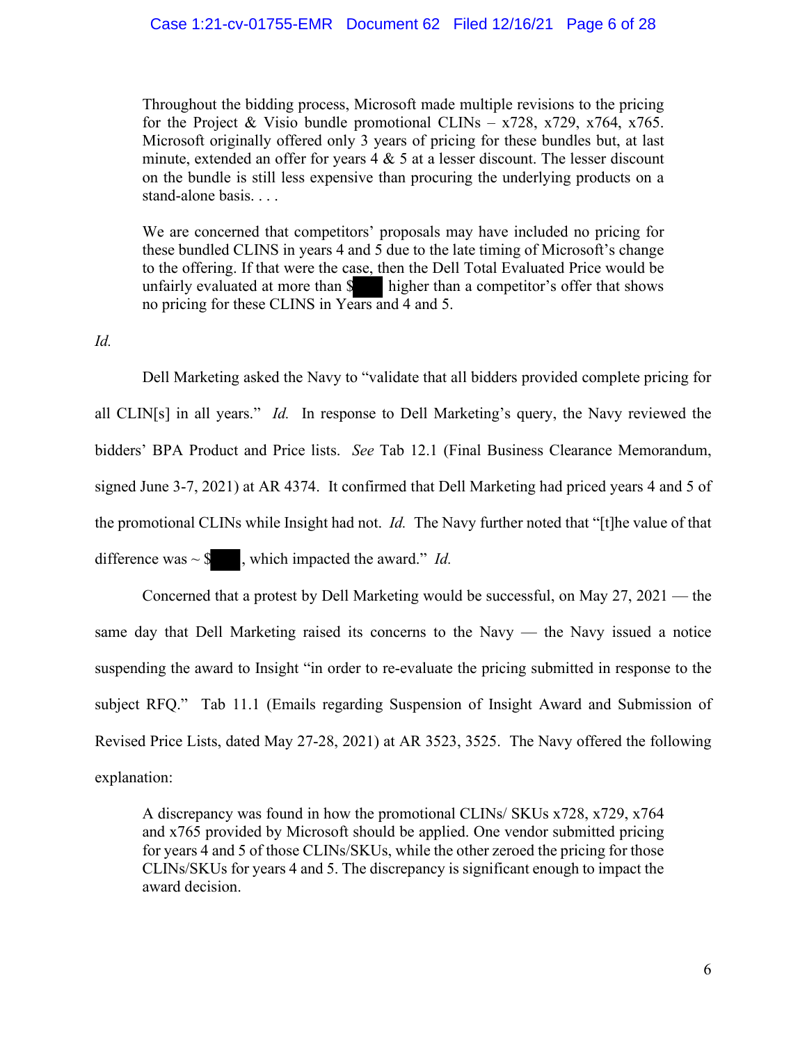> Throughout the bidding process, Microsoft made multiple revisions to the pricing for the Project & Visio bundle promotional CLINs – x728, x729, x764, x765. Microsoft originally offered only 3 years of pricing for these bundles but, at last minute, extended an offer for years 4 & 5 at a lesser discount. The lesser discount on the bundle is still less expensive than procuring the underlying products on a stand-alone basis. . . .
>
> We are concerned that competitors' proposals may have included no pricing for these bundled CLINS in years 4 and 5 due to the late timing of Microsoft's change to the offering. If that were the case, then the Dell Total Evaluated Price would be unfairly evaluated at more than $█████ higher than a competitor's offer that shows no pricing for these CLINS in Years and 4 and 5.

*Id.*

Dell Marketing asked the Navy to "validate that all bidders provided complete pricing for all CLIN[s] in all years." *Id.* In response to Dell Marketing's query, the Navy reviewed the bidders' BPA Product and Price lists. *See* Tab 12.1 (Final Business Clearance Memorandum, signed June 3-7, 2021) at AR 4374. It confirmed that Dell Marketing had priced years 4 and 5 of the promotional CLINs while Insight had not. *Id.* The Navy further noted that "[t]he value of that difference was ~ $█████, which impacted the award." *Id.*

Concerned that a protest by Dell Marketing would be successful, on May 27, 2021 — the same day that Dell Marketing raised its concerns to the Navy — the Navy issued a notice suspending the award to Insight "in order to re-evaluate the pricing submitted in response to the subject RFQ." Tab 11.1 (Emails regarding Suspension of Insight Award and Submission of Revised Price Lists, dated May 27-28, 2021) at AR 3523, 3525. The Navy offered the following explanation:

> A discrepancy was found in how the promotional CLINs/ SKUs x728, x729, x764 and x765 provided by Microsoft should be applied. One vendor submitted pricing for years 4 and 5 of those CLINs/SKUs, while the other zeroed the pricing for those CLINs/SKUs for years 4 and 5. The discrepancy is significant enough to impact the award decision.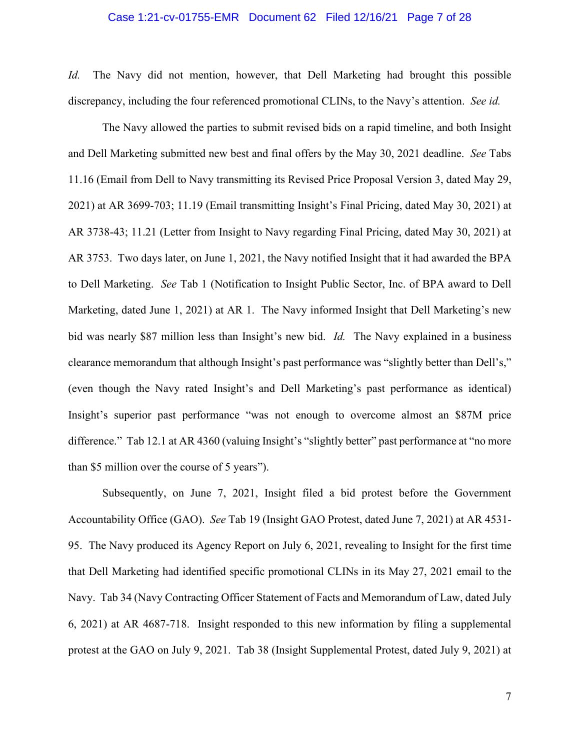*Id.* The Navy did not mention, however, that Dell Marketing had brought this possible discrepancy, including the four referenced promotional CLINs, to the Navy's attention. *See id.*

The Navy allowed the parties to submit revised bids on a rapid timeline, and both Insight and Dell Marketing submitted new best and final offers by the May 30, 2021 deadline. *See* Tabs 11.16 (Email from Dell to Navy transmitting its Revised Price Proposal Version 3, dated May 29, 2021) at AR 3699-703; 11.19 (Email transmitting Insight's Final Pricing, dated May 30, 2021) at AR 3738-43; 11.21 (Letter from Insight to Navy regarding Final Pricing, dated May 30, 2021) at AR 3753. Two days later, on June 1, 2021, the Navy notified Insight that it had awarded the BPA to Dell Marketing. *See* Tab 1 (Notification to Insight Public Sector, Inc. of BPA award to Dell Marketing, dated June 1, 2021) at AR 1. The Navy informed Insight that Dell Marketing's new bid was nearly $87 million less than Insight's new bid. *Id.* The Navy explained in a business clearance memorandum that although Insight's past performance was "slightly better than Dell's," (even though the Navy rated Insight's and Dell Marketing's past performance as identical) Insight's superior past performance "was not enough to overcome almost an $87M price difference." Tab 12.1 at AR 4360 (valuing Insight's "slightly better" past performance at "no more than $5 million over the course of 5 years").

Subsequently, on June 7, 2021, Insight filed a bid protest before the Government Accountability Office (GAO). *See* Tab 19 (Insight GAO Protest, dated June 7, 2021) at AR 4531-95. The Navy produced its Agency Report on July 6, 2021, revealing to Insight for the first time that Dell Marketing had identified specific promotional CLINs in its May 27, 2021 email to the Navy. Tab 34 (Navy Contracting Officer Statement of Facts and Memorandum of Law, dated July 6, 2021) at AR 4687-718. Insight responded to this new information by filing a supplemental protest at the GAO on July 9, 2021. Tab 38 (Insight Supplemental Protest, dated July 9, 2021) at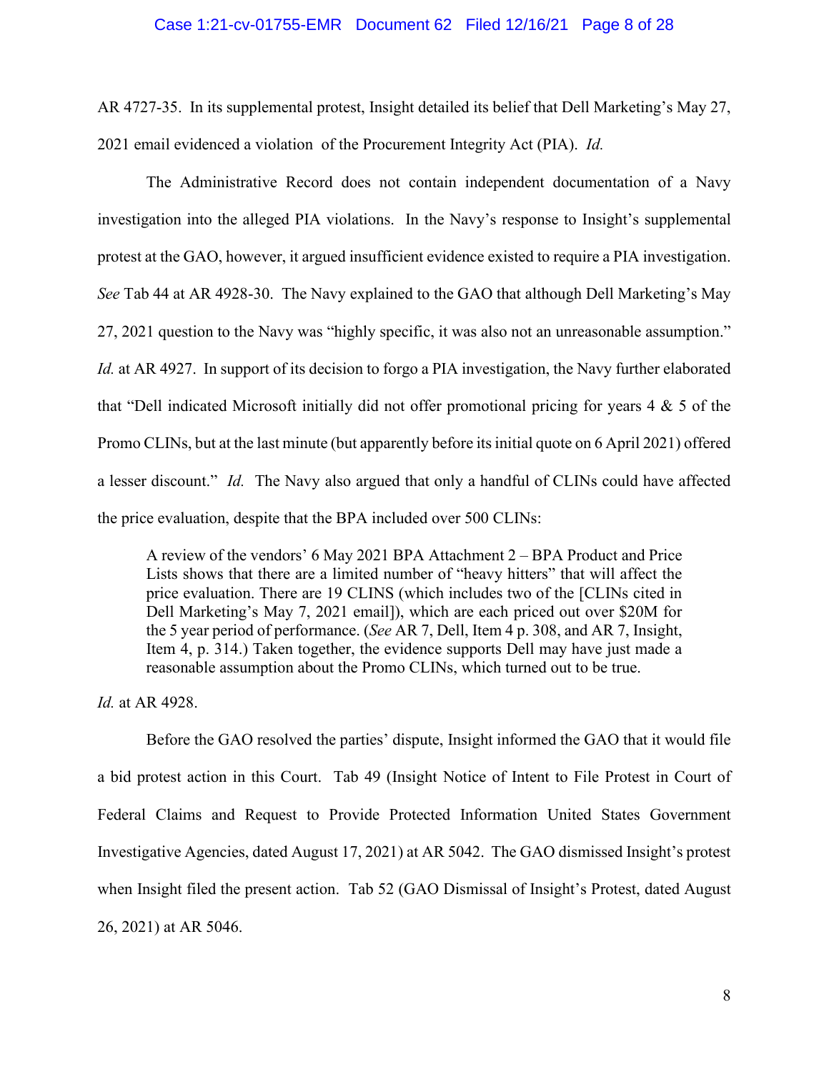AR 4727-35. In its supplemental protest, Insight detailed its belief that Dell Marketing's May 27, 2021 email evidenced a violation of the Procurement Integrity Act (PIA). *Id.*

The Administrative Record does not contain independent documentation of a Navy investigation into the alleged PIA violations. In the Navy's response to Insight's supplemental protest at the GAO, however, it argued insufficient evidence existed to require a PIA investigation. *See* Tab 44 at AR 4928-30. The Navy explained to the GAO that although Dell Marketing's May 27, 2021 question to the Navy was "highly specific, it was also not an unreasonable assumption." *Id.* at AR 4927. In support of its decision to forgo a PIA investigation, the Navy further elaborated that "Dell indicated Microsoft initially did not offer promotional pricing for years 4 & 5 of the Promo CLINs, but at the last minute (but apparently before its initial quote on 6 April 2021) offered a lesser discount." *Id.* The Navy also argued that only a handful of CLINs could have affected the price evaluation, despite that the BPA included over 500 CLINs:

> A review of the vendors' 6 May 2021 BPA Attachment 2 – BPA Product and Price Lists shows that there are a limited number of "heavy hitters" that will affect the price evaluation. There are 19 CLINS (which includes two of the [CLINs cited in Dell Marketing's May 7, 2021 email]), which are each priced out over $20M for the 5 year period of performance. (*See* AR 7, Dell, Item 4 p. 308, and AR 7, Insight, Item 4, p. 314.) Taken together, the evidence supports Dell may have just made a reasonable assumption about the Promo CLINs, which turned out to be true.

*Id.* at AR 4928.

Before the GAO resolved the parties' dispute, Insight informed the GAO that it would file a bid protest action in this Court. Tab 49 (Insight Notice of Intent to File Protest in Court of Federal Claims and Request to Provide Protected Information United States Government Investigative Agencies, dated August 17, 2021) at AR 5042. The GAO dismissed Insight's protest when Insight filed the present action. Tab 52 (GAO Dismissal of Insight's Protest, dated August 26, 2021) at AR 5046.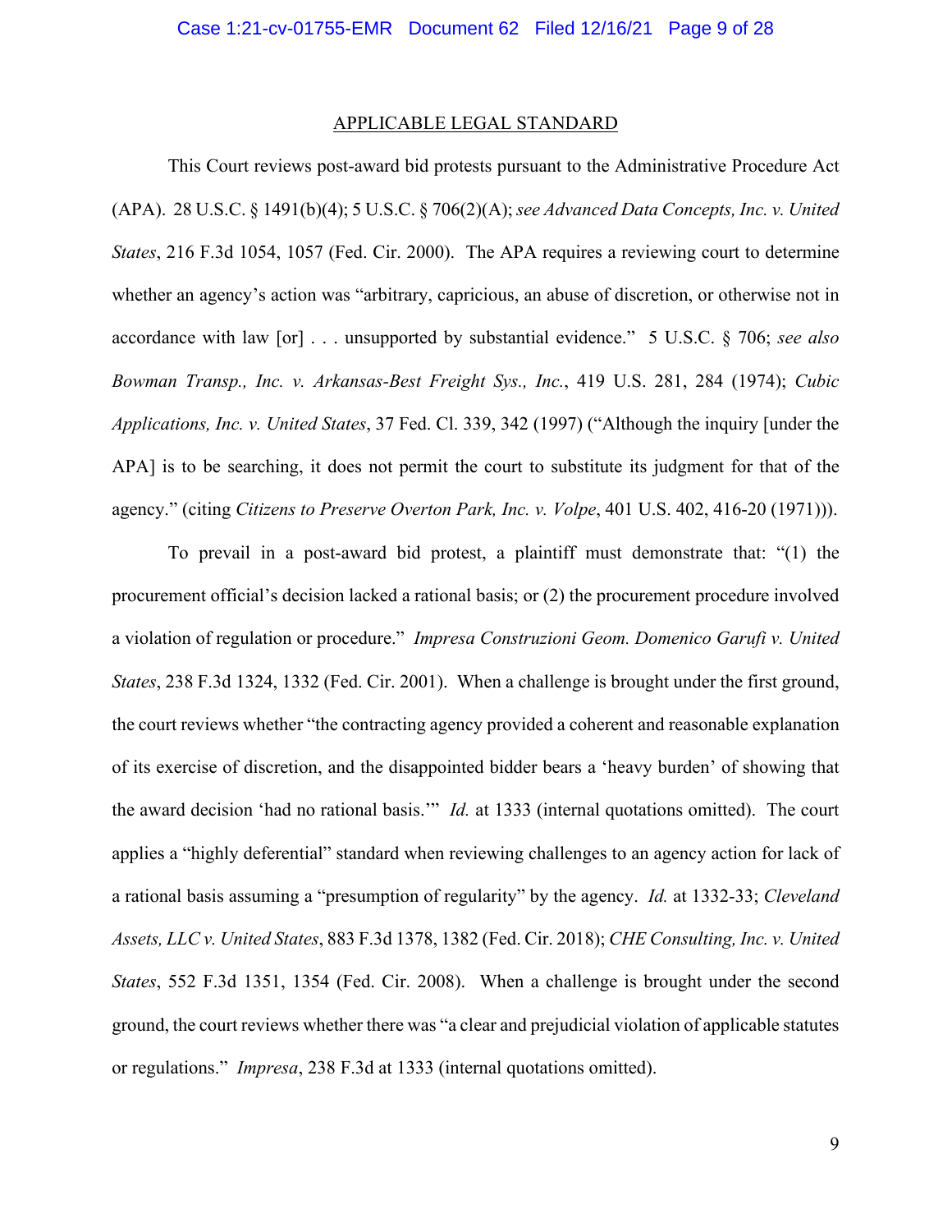## APPLICABLE LEGAL STANDARD

This Court reviews post-award bid protests pursuant to the Administrative Procedure Act (APA). 28 U.S.C. § 1491(b)(4); 5 U.S.C. § 706(2)(A); *see Advanced Data Concepts, Inc. v. United States*, 216 F.3d 1054, 1057 (Fed. Cir. 2000). The APA requires a reviewing court to determine whether an agency's action was "arbitrary, capricious, an abuse of discretion, or otherwise not in accordance with law [or] . . . unsupported by substantial evidence." 5 U.S.C. § 706; *see also Bowman Transp., Inc. v. Arkansas-Best Freight Sys., Inc.*, 419 U.S. 281, 284 (1974); *Cubic Applications, Inc. v. United States*, 37 Fed. Cl. 339, 342 (1997) ("Although the inquiry [under the APA] is to be searching, it does not permit the court to substitute its judgment for that of the agency." (citing *Citizens to Preserve Overton Park, Inc. v. Volpe*, 401 U.S. 402, 416-20 (1971))).

To prevail in a post-award bid protest, a plaintiff must demonstrate that: "(1) the procurement official's decision lacked a rational basis; or (2) the procurement procedure involved a violation of regulation or procedure." *Impresa Construzioni Geom. Domenico Garufi v. United States*, 238 F.3d 1324, 1332 (Fed. Cir. 2001). When a challenge is brought under the first ground, the court reviews whether "the contracting agency provided a coherent and reasonable explanation of its exercise of discretion, and the disappointed bidder bears a 'heavy burden' of showing that the award decision 'had no rational basis.'" *Id.* at 1333 (internal quotations omitted). The court applies a "highly deferential" standard when reviewing challenges to an agency action for lack of a rational basis assuming a "presumption of regularity" by the agency. *Id.* at 1332-33; *Cleveland Assets, LLC v. United States*, 883 F.3d 1378, 1382 (Fed. Cir. 2018); *CHE Consulting, Inc. v. United States*, 552 F.3d 1351, 1354 (Fed. Cir. 2008). When a challenge is brought under the second ground, the court reviews whether there was "a clear and prejudicial violation of applicable statutes or regulations." *Impresa*, 238 F.3d at 1333 (internal quotations omitted).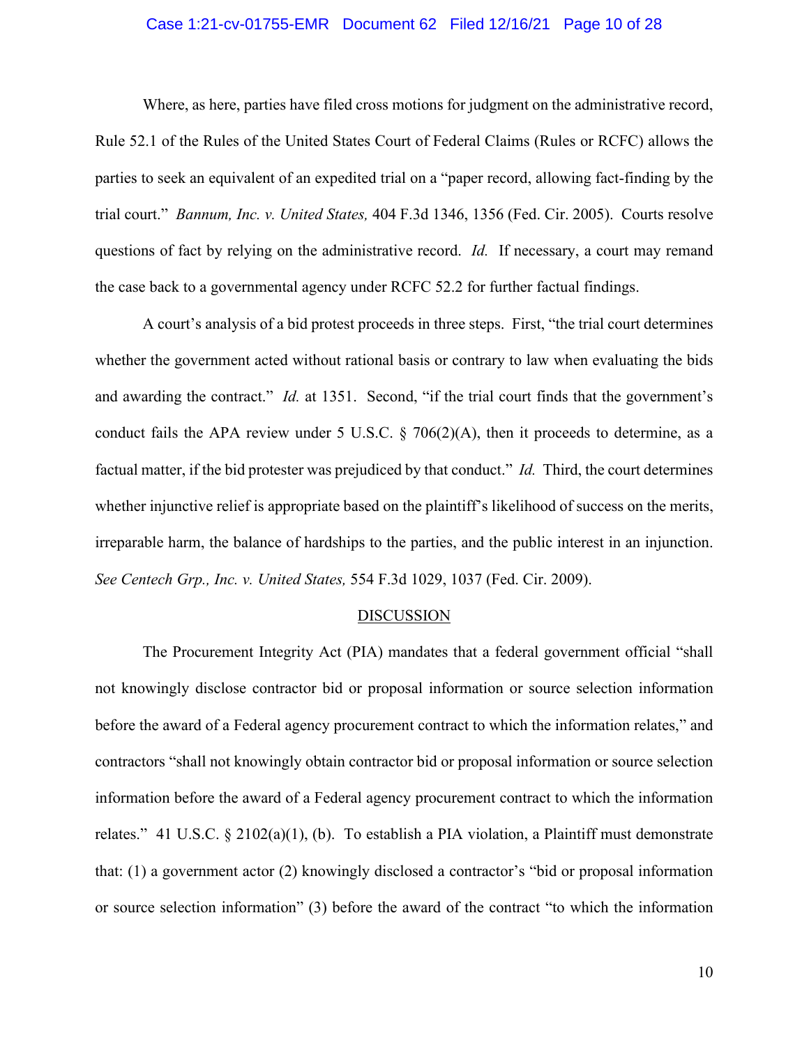Where, as here, parties have filed cross motions for judgment on the administrative record, Rule 52.1 of the Rules of the United States Court of Federal Claims (Rules or RCFC) allows the parties to seek an equivalent of an expedited trial on a "paper record, allowing fact-finding by the trial court." *Bannum, Inc. v. United States,* 404 F.3d 1346, 1356 (Fed. Cir. 2005). Courts resolve questions of fact by relying on the administrative record. *Id.* If necessary, a court may remand the case back to a governmental agency under RCFC 52.2 for further factual findings.

A court's analysis of a bid protest proceeds in three steps. First, "the trial court determines whether the government acted without rational basis or contrary to law when evaluating the bids and awarding the contract." *Id.* at 1351. Second, "if the trial court finds that the government's conduct fails the APA review under 5 U.S.C. § 706(2)(A), then it proceeds to determine, as a factual matter, if the bid protester was prejudiced by that conduct." *Id.* Third, the court determines whether injunctive relief is appropriate based on the plaintiff's likelihood of success on the merits, irreparable harm, the balance of hardships to the parties, and the public interest in an injunction. *See Centech Grp., Inc. v. United States,* 554 F.3d 1029, 1037 (Fed. Cir. 2009).

## DISCUSSION

The Procurement Integrity Act (PIA) mandates that a federal government official "shall not knowingly disclose contractor bid or proposal information or source selection information before the award of a Federal agency procurement contract to which the information relates," and contractors "shall not knowingly obtain contractor bid or proposal information or source selection information before the award of a Federal agency procurement contract to which the information relates." 41 U.S.C. § 2102(a)(1), (b). To establish a PIA violation, a Plaintiff must demonstrate that: (1) a government actor (2) knowingly disclosed a contractor's "bid or proposal information or source selection information" (3) before the award of the contract "to which the information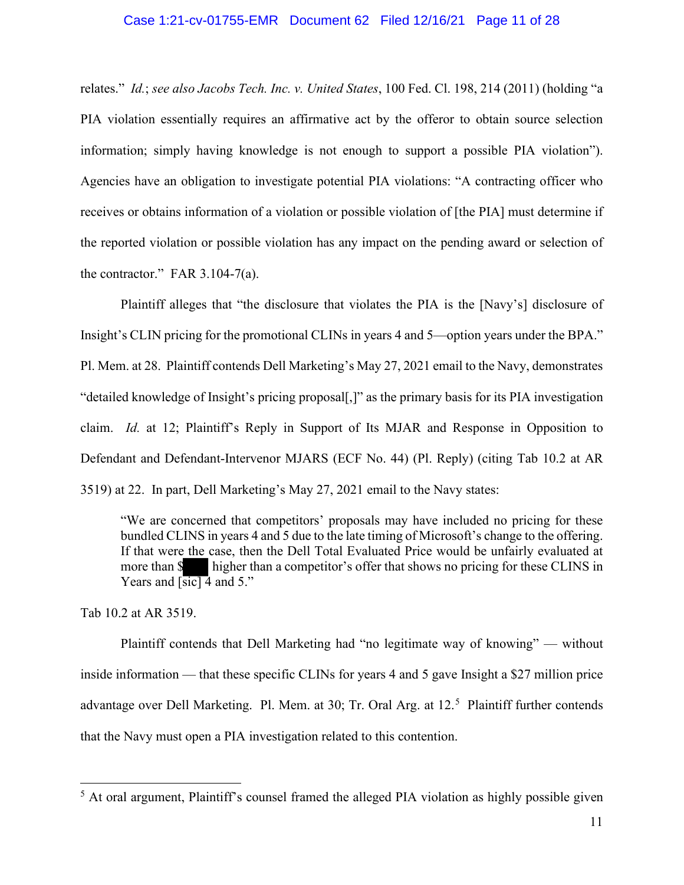relates." *Id.*; *see also Jacobs Tech. Inc. v. United States*, 100 Fed. Cl. 198, 214 (2011) (holding "a PIA violation essentially requires an affirmative act by the offeror to obtain source selection information; simply having knowledge is not enough to support a possible PIA violation"). Agencies have an obligation to investigate potential PIA violations: "A contracting officer who receives or obtains information of a violation or possible violation of [the PIA] must determine if the reported violation or possible violation has any impact on the pending award or selection of the contractor." FAR 3.104-7(a).

Plaintiff alleges that "the disclosure that violates the PIA is the [Navy's] disclosure of Insight's CLIN pricing for the promotional CLINs in years 4 and 5—option years under the BPA." Pl. Mem. at 28. Plaintiff contends Dell Marketing's May 27, 2021 email to the Navy, demonstrates "detailed knowledge of Insight's pricing proposal[,]" as the primary basis for its PIA investigation claim. *Id.* at 12; Plaintiff's Reply in Support of Its MJAR and Response in Opposition to Defendant and Defendant-Intervenor MJARS (ECF No. 44) (Pl. Reply) (citing Tab 10.2 at AR 3519) at 22. In part, Dell Marketing's May 27, 2021 email to the Navy states:

> "We are concerned that competitors' proposals may have included no pricing for these bundled CLINS in years 4 and 5 due to the late timing of Microsoft's change to the offering. If that were the case, then the Dell Total Evaluated Price would be unfairly evaluated at more than $█████ higher than a competitor's offer that shows no pricing for these CLINS in Years and [sic] 4 and 5."

Tab 10.2 at AR 3519.

Plaintiff contends that Dell Marketing had "no legitimate way of knowing" — without inside information — that these specific CLINs for years 4 and 5 gave Insight a $27 million price advantage over Dell Marketing. Pl. Mem. at 30; Tr. Oral Arg. at 12.[5] Plaintiff further contends that the Navy must open a PIA investigation related to this contention.

---

[5] At oral argument, Plaintiff's counsel framed the alleged PIA violation as highly possible given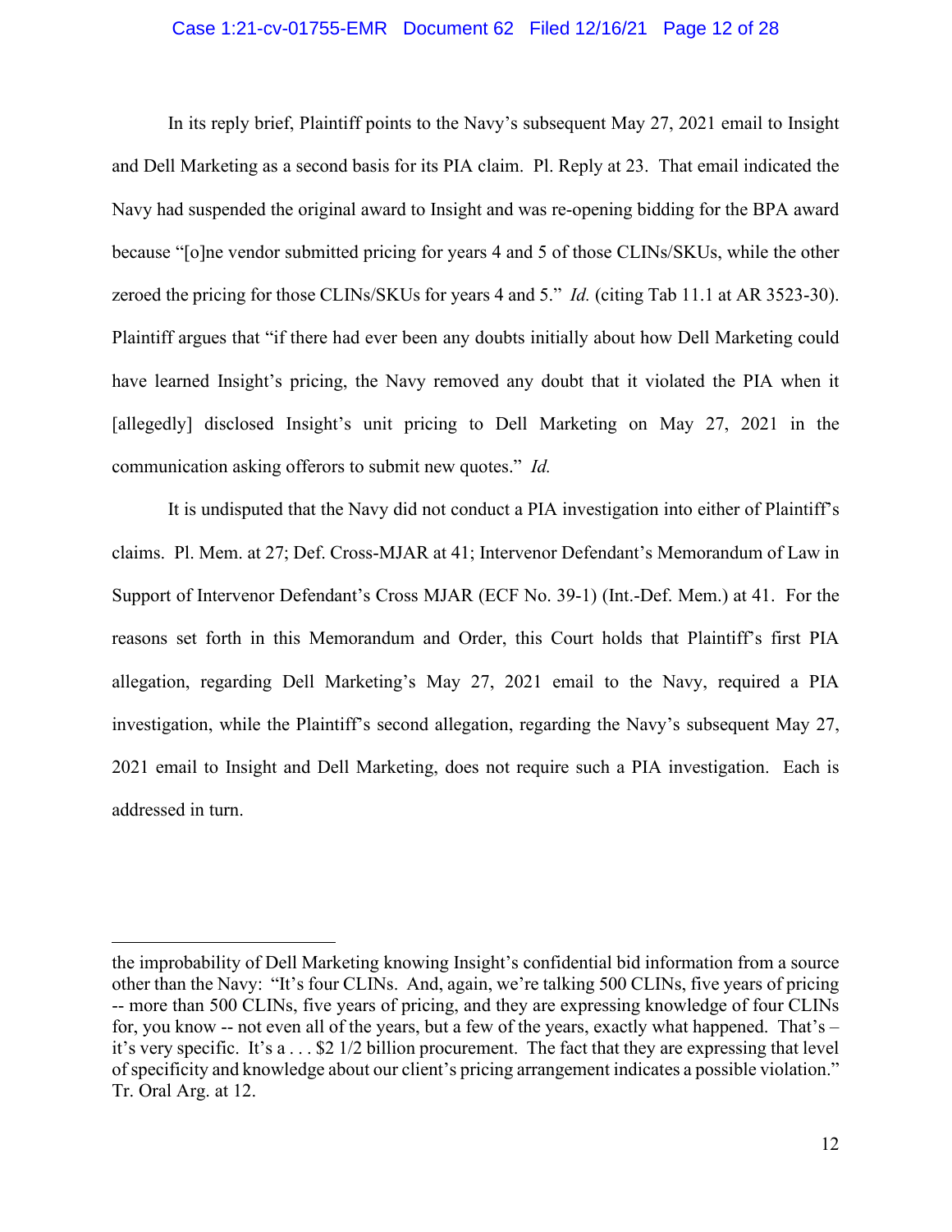In its reply brief, Plaintiff points to the Navy's subsequent May 27, 2021 email to Insight and Dell Marketing as a second basis for its PIA claim. Pl. Reply at 23. That email indicated the Navy had suspended the original award to Insight and was re-opening bidding for the BPA award because "[o]ne vendor submitted pricing for years 4 and 5 of those CLINs/SKUs, while the other zeroed the pricing for those CLINs/SKUs for years 4 and 5." *Id.* (citing Tab 11.1 at AR 3523-30). Plaintiff argues that "if there had ever been any doubts initially about how Dell Marketing could have learned Insight's pricing, the Navy removed any doubt that it violated the PIA when it [allegedly] disclosed Insight's unit pricing to Dell Marketing on May 27, 2021 in the communication asking offerors to submit new quotes." *Id.*

It is undisputed that the Navy did not conduct a PIA investigation into either of Plaintiff's claims. Pl. Mem. at 27; Def. Cross-MJAR at 41; Intervenor Defendant's Memorandum of Law in Support of Intervenor Defendant's Cross MJAR (ECF No. 39-1) (Int.-Def. Mem.) at 41. For the reasons set forth in this Memorandum and Order, this Court holds that Plaintiff's first PIA allegation, regarding Dell Marketing's May 27, 2021 email to the Navy, required a PIA investigation, while the Plaintiff's second allegation, regarding the Navy's subsequent May 27, 2021 email to Insight and Dell Marketing, does not require such a PIA investigation. Each is addressed in turn.

---

the improbability of Dell Marketing knowing Insight's confidential bid information from a source other than the Navy: "It's four CLINs. And, again, we're talking 500 CLINs, five years of pricing -- more than 500 CLINs, five years of pricing, and they are expressing knowledge of four CLINs for, you know -- not even all of the years, but a few of the years, exactly what happened. That's – it's very specific. It's a . . . $2 1/2 billion procurement. The fact that they are expressing that level of specificity and knowledge about our client's pricing arrangement indicates a possible violation." Tr. Oral Arg. at 12.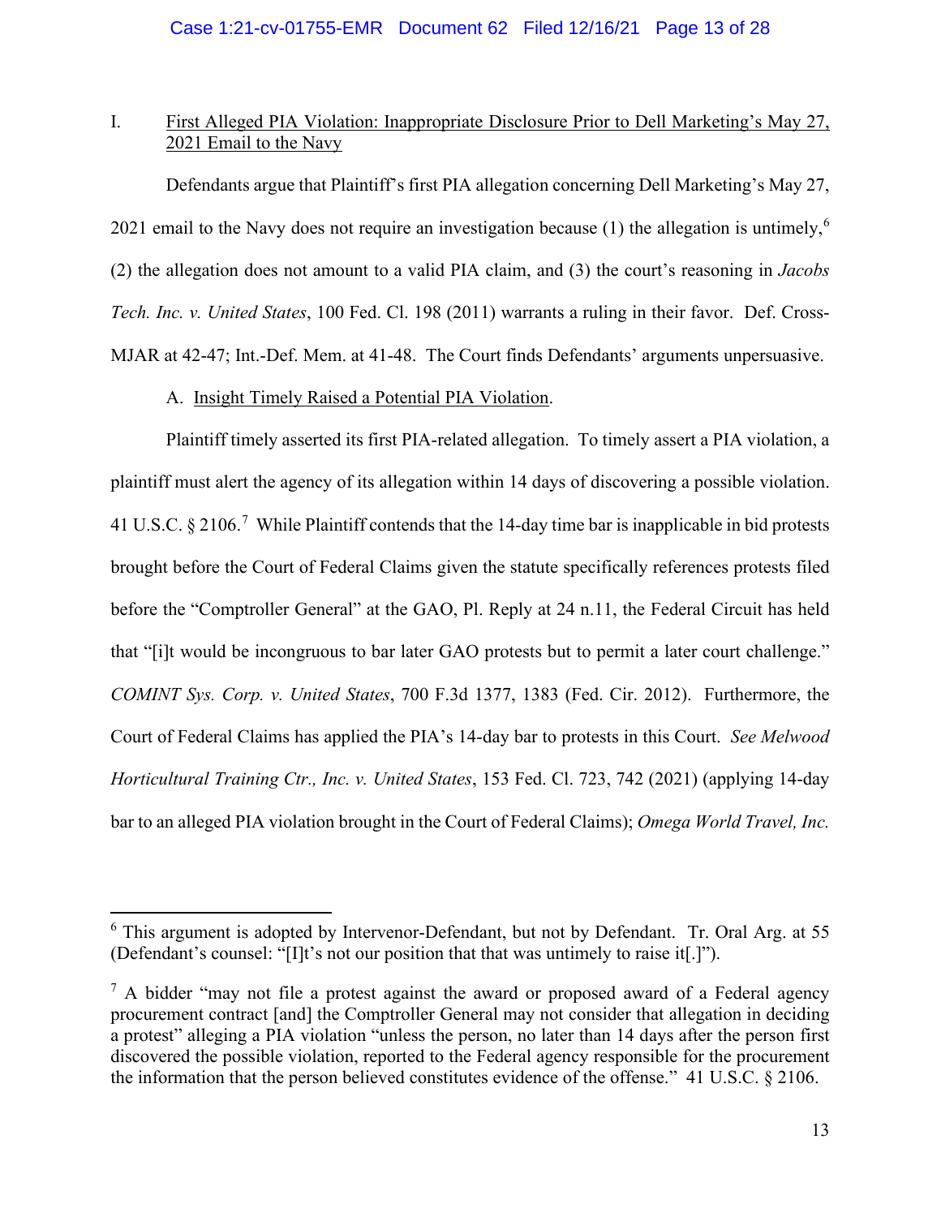I. First Alleged PIA Violation: Inappropriate Disclosure Prior to Dell Marketing's May 27, 2021 Email to the Navy

Defendants argue that Plaintiff's first PIA allegation concerning Dell Marketing's May 27, 2021 email to the Navy does not require an investigation because (1) the allegation is untimely,[6] (2) the allegation does not amount to a valid PIA claim, and (3) the court's reasoning in *Jacobs Tech. Inc. v. United States*, 100 Fed. Cl. 198 (2011) warrants a ruling in their favor. Def. Cross-MJAR at 42-47; Int.-Def. Mem. at 41-48. The Court finds Defendants' arguments unpersuasive.

A. Insight Timely Raised a Potential PIA Violation.

Plaintiff timely asserted its first PIA-related allegation. To timely assert a PIA violation, a plaintiff must alert the agency of its allegation within 14 days of discovering a possible violation. 41 U.S.C. § 2106.[7] While Plaintiff contends that the 14-day time bar is inapplicable in bid protests brought before the Court of Federal Claims given the statute specifically references protests filed before the "Comptroller General" at the GAO, Pl. Reply at 24 n.11, the Federal Circuit has held that "[i]t would be incongruous to bar later GAO protests but to permit a later court challenge." *COMINT Sys. Corp. v. United States*, 700 F.3d 1377, 1383 (Fed. Cir. 2012). Furthermore, the Court of Federal Claims has applied the PIA's 14-day bar to protests in this Court. *See Melwood Horticultural Training Ctr., Inc. v. United States*, 153 Fed. Cl. 723, 742 (2021) (applying 14-day bar to an alleged PIA violation brought in the Court of Federal Claims); *Omega World Travel, Inc.*

---

[6] This argument is adopted by Intervenor-Defendant, but not by Defendant. Tr. Oral Arg. at 55 (Defendant's counsel: "[I]t's not our position that that was untimely to raise it[.]").

[7] A bidder "may not file a protest against the award or proposed award of a Federal agency procurement contract [and] the Comptroller General may not consider that allegation in deciding a protest" alleging a PIA violation "unless the person, no later than 14 days after the person first discovered the possible violation, reported to the Federal agency responsible for the procurement the information that the person believed constitutes evidence of the offense." 41 U.S.C. § 2106.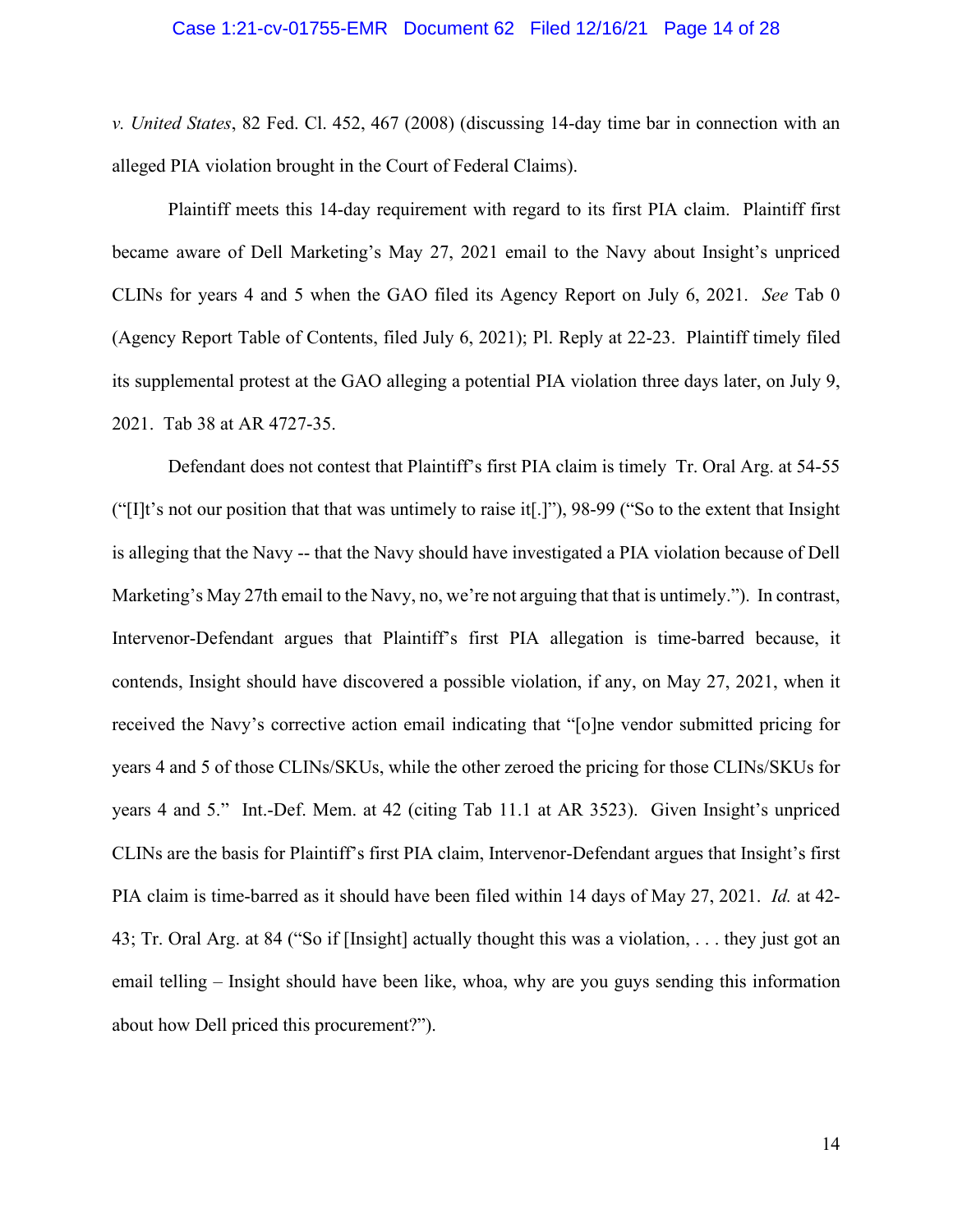*v. United States*, 82 Fed. Cl. 452, 467 (2008) (discussing 14-day time bar in connection with an alleged PIA violation brought in the Court of Federal Claims).

Plaintiff meets this 14-day requirement with regard to its first PIA claim. Plaintiff first became aware of Dell Marketing's May 27, 2021 email to the Navy about Insight's unpriced CLINs for years 4 and 5 when the GAO filed its Agency Report on July 6, 2021. *See* Tab 0 (Agency Report Table of Contents, filed July 6, 2021); Pl. Reply at 22-23. Plaintiff timely filed its supplemental protest at the GAO alleging a potential PIA violation three days later, on July 9, 2021. Tab 38 at AR 4727-35.

Defendant does not contest that Plaintiff's first PIA claim is timely Tr. Oral Arg. at 54-55 ("[I]t's not our position that that was untimely to raise it[.]"), 98-99 ("So to the extent that Insight is alleging that the Navy -- that the Navy should have investigated a PIA violation because of Dell Marketing's May 27th email to the Navy, no, we're not arguing that that is untimely."). In contrast, Intervenor-Defendant argues that Plaintiff's first PIA allegation is time-barred because, it contends, Insight should have discovered a possible violation, if any, on May 27, 2021, when it received the Navy's corrective action email indicating that "[o]ne vendor submitted pricing for years 4 and 5 of those CLINs/SKUs, while the other zeroed the pricing for those CLINs/SKUs for years 4 and 5." Int.-Def. Mem. at 42 (citing Tab 11.1 at AR 3523). Given Insight's unpriced CLINs are the basis for Plaintiff's first PIA claim, Intervenor-Defendant argues that Insight's first PIA claim is time-barred as it should have been filed within 14 days of May 27, 2021. *Id.* at 42-43; Tr. Oral Arg. at 84 ("So if [Insight] actually thought this was a violation, . . . they just got an email telling – Insight should have been like, whoa, why are you guys sending this information about how Dell priced this procurement?").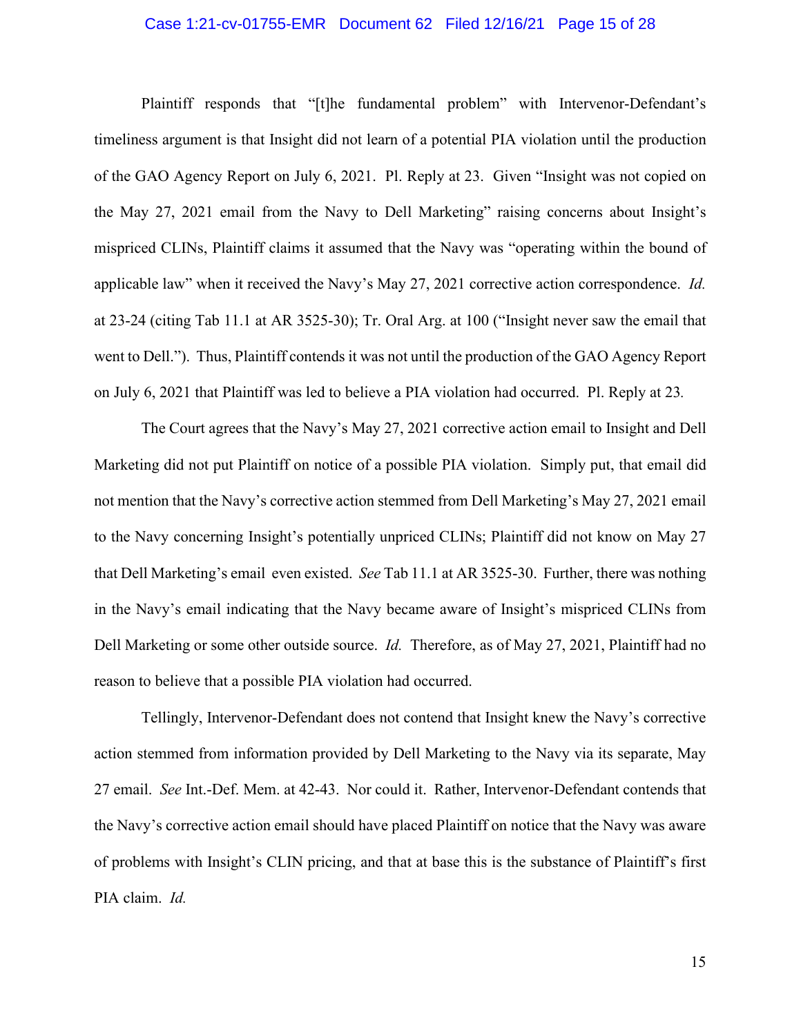Plaintiff responds that "[t]he fundamental problem" with Intervenor-Defendant's timeliness argument is that Insight did not learn of a potential PIA violation until the production of the GAO Agency Report on July 6, 2021. Pl. Reply at 23. Given "Insight was not copied on the May 27, 2021 email from the Navy to Dell Marketing" raising concerns about Insight's mispriced CLINs, Plaintiff claims it assumed that the Navy was "operating within the bound of applicable law" when it received the Navy's May 27, 2021 corrective action correspondence. *Id.* at 23-24 (citing Tab 11.1 at AR 3525-30); Tr. Oral Arg. at 100 ("Insight never saw the email that went to Dell."). Thus, Plaintiff contends it was not until the production of the GAO Agency Report on July 6, 2021 that Plaintiff was led to believe a PIA violation had occurred. Pl. Reply at 23.

The Court agrees that the Navy's May 27, 2021 corrective action email to Insight and Dell Marketing did not put Plaintiff on notice of a possible PIA violation. Simply put, that email did not mention that the Navy's corrective action stemmed from Dell Marketing's May 27, 2021 email to the Navy concerning Insight's potentially unpriced CLINs; Plaintiff did not know on May 27 that Dell Marketing's email even existed. *See* Tab 11.1 at AR 3525-30. Further, there was nothing in the Navy's email indicating that the Navy became aware of Insight's mispriced CLINs from Dell Marketing or some other outside source. *Id.* Therefore, as of May 27, 2021, Plaintiff had no reason to believe that a possible PIA violation had occurred.

Tellingly, Intervenor-Defendant does not contend that Insight knew the Navy's corrective action stemmed from information provided by Dell Marketing to the Navy via its separate, May 27 email. *See* Int.-Def. Mem. at 42-43. Nor could it. Rather, Intervenor-Defendant contends that the Navy's corrective action email should have placed Plaintiff on notice that the Navy was aware of problems with Insight's CLIN pricing, and that at base this is the substance of Plaintiff's first PIA claim. *Id.*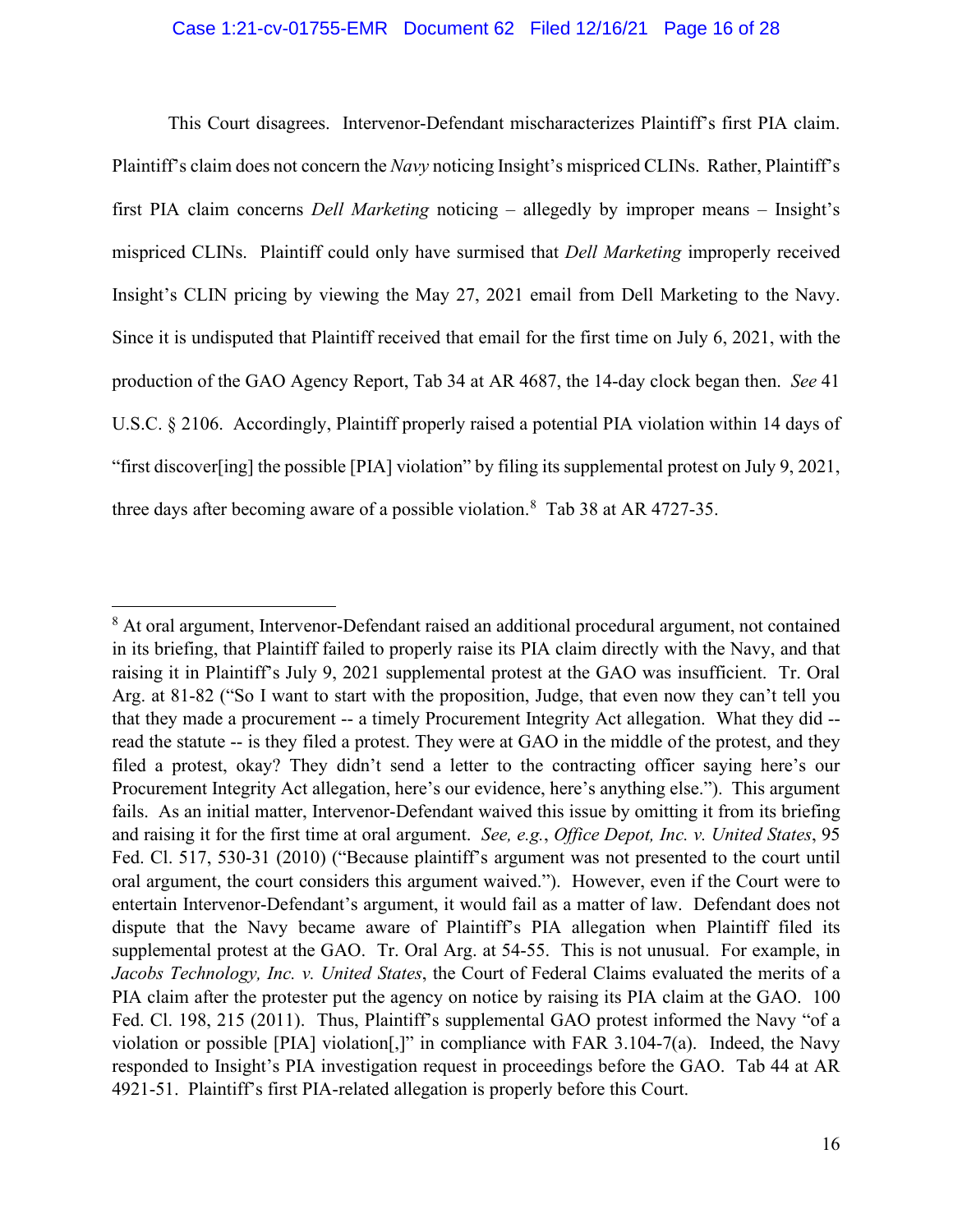This Court disagrees. Intervenor-Defendant mischaracterizes Plaintiff's first PIA claim. Plaintiff's claim does not concern the *Navy* noticing Insight's mispriced CLINs. Rather, Plaintiff's first PIA claim concerns *Dell Marketing* noticing – allegedly by improper means – Insight's mispriced CLINs. Plaintiff could only have surmised that *Dell Marketing* improperly received Insight's CLIN pricing by viewing the May 27, 2021 email from Dell Marketing to the Navy. Since it is undisputed that Plaintiff received that email for the first time on July 6, 2021, with the production of the GAO Agency Report, Tab 34 at AR 4687, the 14-day clock began then. *See* 41 U.S.C. § 2106. Accordingly, Plaintiff properly raised a potential PIA violation within 14 days of "first discover[ing] the possible [PIA] violation" by filing its supplemental protest on July 9, 2021, three days after becoming aware of a possible violation.[8] Tab 38 at AR 4727-35.

---

[8] At oral argument, Intervenor-Defendant raised an additional procedural argument, not contained in its briefing, that Plaintiff failed to properly raise its PIA claim directly with the Navy, and that raising it in Plaintiff's July 9, 2021 supplemental protest at the GAO was insufficient. Tr. Oral Arg. at 81-82 ("So I want to start with the proposition, Judge, that even now they can't tell you that they made a procurement -- a timely Procurement Integrity Act allegation. What they did -- read the statute -- is they filed a protest. They were at GAO in the middle of the protest, and they filed a protest, okay? They didn't send a letter to the contracting officer saying here's our Procurement Integrity Act allegation, here's our evidence, here's anything else."). This argument fails. As an initial matter, Intervenor-Defendant waived this issue by omitting it from its briefing and raising it for the first time at oral argument. *See, e.g.*, *Office Depot, Inc. v. United States*, 95 Fed. Cl. 517, 530-31 (2010) ("Because plaintiff's argument was not presented to the court until oral argument, the court considers this argument waived."). However, even if the Court were to entertain Intervenor-Defendant's argument, it would fail as a matter of law. Defendant does not dispute that the Navy became aware of Plaintiff's PIA allegation when Plaintiff filed its supplemental protest at the GAO. Tr. Oral Arg. at 54-55. This is not unusual. For example, in *Jacobs Technology, Inc. v. United States*, the Court of Federal Claims evaluated the merits of a PIA claim after the protester put the agency on notice by raising its PIA claim at the GAO. 100 Fed. Cl. 198, 215 (2011). Thus, Plaintiff's supplemental GAO protest informed the Navy "of a violation or possible [PIA] violation[,]" in compliance with FAR 3.104-7(a). Indeed, the Navy responded to Insight's PIA investigation request in proceedings before the GAO. Tab 44 at AR 4921-51. Plaintiff's first PIA-related allegation is properly before this Court.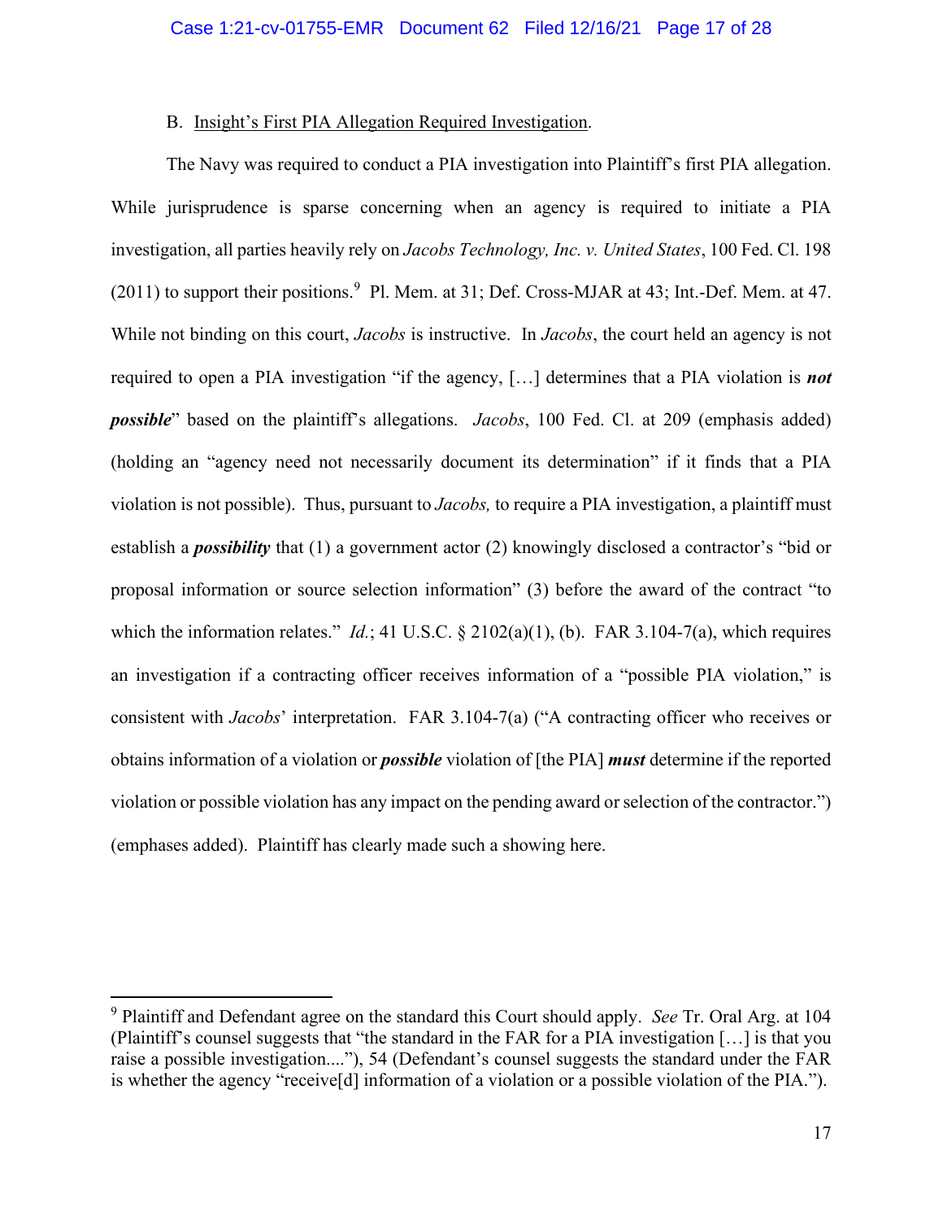B. <u>Insight's First PIA Allegation Required Investigation</u>.

The Navy was required to conduct a PIA investigation into Plaintiff's first PIA allegation. While jurisprudence is sparse concerning when an agency is required to initiate a PIA investigation, all parties heavily rely on *Jacobs Technology, Inc. v. United States*, 100 Fed. Cl. 198 (2011) to support their positions.[9] Pl. Mem. at 31; Def. Cross-MJAR at 43; Int.-Def. Mem. at 47. While not binding on this court, *Jacobs* is instructive. In *Jacobs*, the court held an agency is not required to open a PIA investigation "if the agency, […] determines that a PIA violation is ***not possible***" based on the plaintiff's allegations. *Jacobs*, 100 Fed. Cl. at 209 (emphasis added) (holding an "agency need not necessarily document its determination" if it finds that a PIA violation is not possible). Thus, pursuant to *Jacobs,* to require a PIA investigation, a plaintiff must establish a ***possibility*** that (1) a government actor (2) knowingly disclosed a contractor's "bid or proposal information or source selection information" (3) before the award of the contract "to which the information relates." *Id.*; 41 U.S.C. § 2102(a)(1), (b). FAR 3.104-7(a), which requires an investigation if a contracting officer receives information of a "possible PIA violation," is consistent with *Jacobs*' interpretation. FAR 3.104-7(a) ("A contracting officer who receives or obtains information of a violation or ***possible*** violation of [the PIA] ***must*** determine if the reported violation or possible violation has any impact on the pending award or selection of the contractor.") (emphases added). Plaintiff has clearly made such a showing here.

---

[9] Plaintiff and Defendant agree on the standard this Court should apply. *See* Tr. Oral Arg. at 104 (Plaintiff's counsel suggests that "the standard in the FAR for a PIA investigation […] is that you raise a possible investigation...."), 54 (Defendant's counsel suggests the standard under the FAR is whether the agency "receive[d] information of a violation or a possible violation of the PIA.").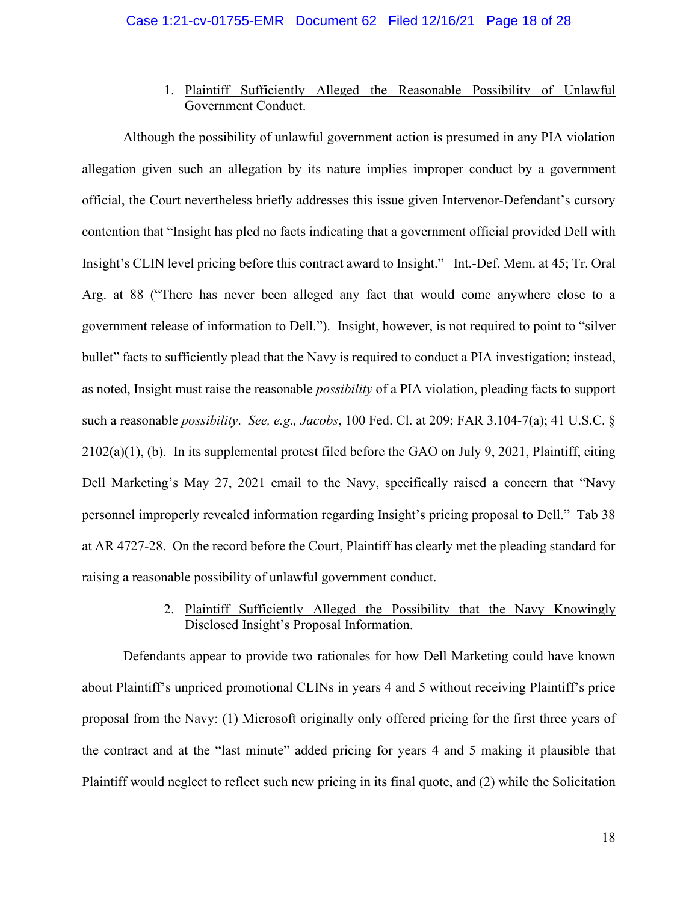1. Plaintiff Sufficiently Alleged the Reasonable Possibility of Unlawful Government Conduct.

Although the possibility of unlawful government action is presumed in any PIA violation allegation given such an allegation by its nature implies improper conduct by a government official, the Court nevertheless briefly addresses this issue given Intervenor-Defendant's cursory contention that "Insight has pled no facts indicating that a government official provided Dell with Insight's CLIN level pricing before this contract award to Insight." Int.-Def. Mem. at 45; Tr. Oral Arg. at 88 ("There has never been alleged any fact that would come anywhere close to a government release of information to Dell."). Insight, however, is not required to point to "silver bullet" facts to sufficiently plead that the Navy is required to conduct a PIA investigation; instead, as noted, Insight must raise the reasonable *possibility* of a PIA violation, pleading facts to support such a reasonable *possibility*. *See, e.g., Jacobs*, 100 Fed. Cl. at 209; FAR 3.104-7(a); 41 U.S.C. § 2102(a)(1), (b). In its supplemental protest filed before the GAO on July 9, 2021, Plaintiff, citing Dell Marketing's May 27, 2021 email to the Navy, specifically raised a concern that "Navy personnel improperly revealed information regarding Insight's pricing proposal to Dell." Tab 38 at AR 4727-28. On the record before the Court, Plaintiff has clearly met the pleading standard for raising a reasonable possibility of unlawful government conduct.

2. Plaintiff Sufficiently Alleged the Possibility that the Navy Knowingly Disclosed Insight's Proposal Information.

Defendants appear to provide two rationales for how Dell Marketing could have known about Plaintiff's unpriced promotional CLINs in years 4 and 5 without receiving Plaintiff's price proposal from the Navy: (1) Microsoft originally only offered pricing for the first three years of the contract and at the "last minute" added pricing for years 4 and 5 making it plausible that Plaintiff would neglect to reflect such new pricing in its final quote, and (2) while the Solicitation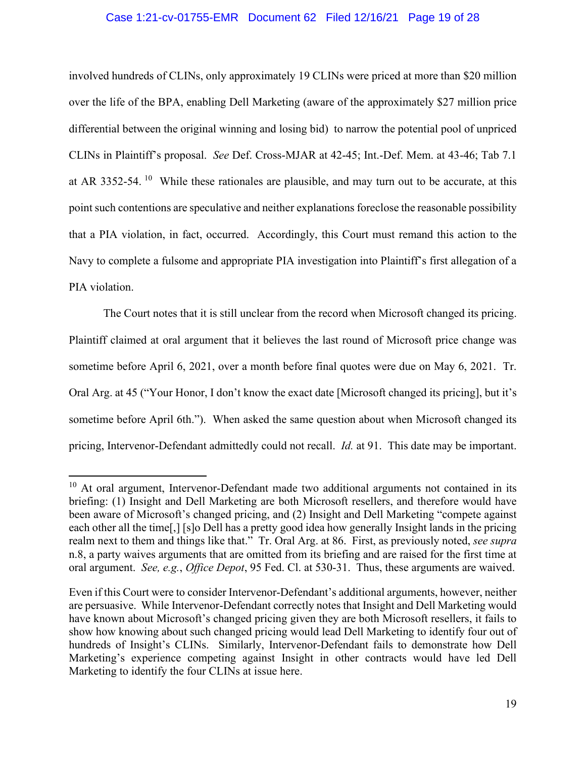involved hundreds of CLINs, only approximately 19 CLINs were priced at more than $20 million over the life of the BPA, enabling Dell Marketing (aware of the approximately $27 million price differential between the original winning and losing bid) to narrow the potential pool of unpriced CLINs in Plaintiff's proposal. *See* Def. Cross-MJAR at 42-45; Int.-Def. Mem. at 43-46; Tab 7.1 at AR 3352-54.[10] While these rationales are plausible, and may turn out to be accurate, at this point such contentions are speculative and neither explanations foreclose the reasonable possibility that a PIA violation, in fact, occurred. Accordingly, this Court must remand this action to the Navy to complete a fulsome and appropriate PIA investigation into Plaintiff's first allegation of a PIA violation.

The Court notes that it is still unclear from the record when Microsoft changed its pricing. Plaintiff claimed at oral argument that it believes the last round of Microsoft price change was sometime before April 6, 2021, over a month before final quotes were due on May 6, 2021. Tr. Oral Arg. at 45 ("Your Honor, I don't know the exact date [Microsoft changed its pricing], but it's sometime before April 6th."). When asked the same question about when Microsoft changed its pricing, Intervenor-Defendant admittedly could not recall. *Id.* at 91. This date may be important.

---

[10] At oral argument, Intervenor-Defendant made two additional arguments not contained in its briefing: (1) Insight and Dell Marketing are both Microsoft resellers, and therefore would have been aware of Microsoft's changed pricing, and (2) Insight and Dell Marketing "compete against each other all the time[,] [s]o Dell has a pretty good idea how generally Insight lands in the pricing realm next to them and things like that." Tr. Oral Arg. at 86. First, as previously noted, *see supra* n.8, a party waives arguments that are omitted from its briefing and are raised for the first time at oral argument. *See, e.g.*, *Office Depot*, 95 Fed. Cl. at 530-31. Thus, these arguments are waived.

Even if this Court were to consider Intervenor-Defendant's additional arguments, however, neither are persuasive. While Intervenor-Defendant correctly notes that Insight and Dell Marketing would have known about Microsoft's changed pricing given they are both Microsoft resellers, it fails to show how knowing about such changed pricing would lead Dell Marketing to identify four out of hundreds of Insight's CLINs. Similarly, Intervenor-Defendant fails to demonstrate how Dell Marketing's experience competing against Insight in other contracts would have led Dell Marketing to identify the four CLINs at issue here.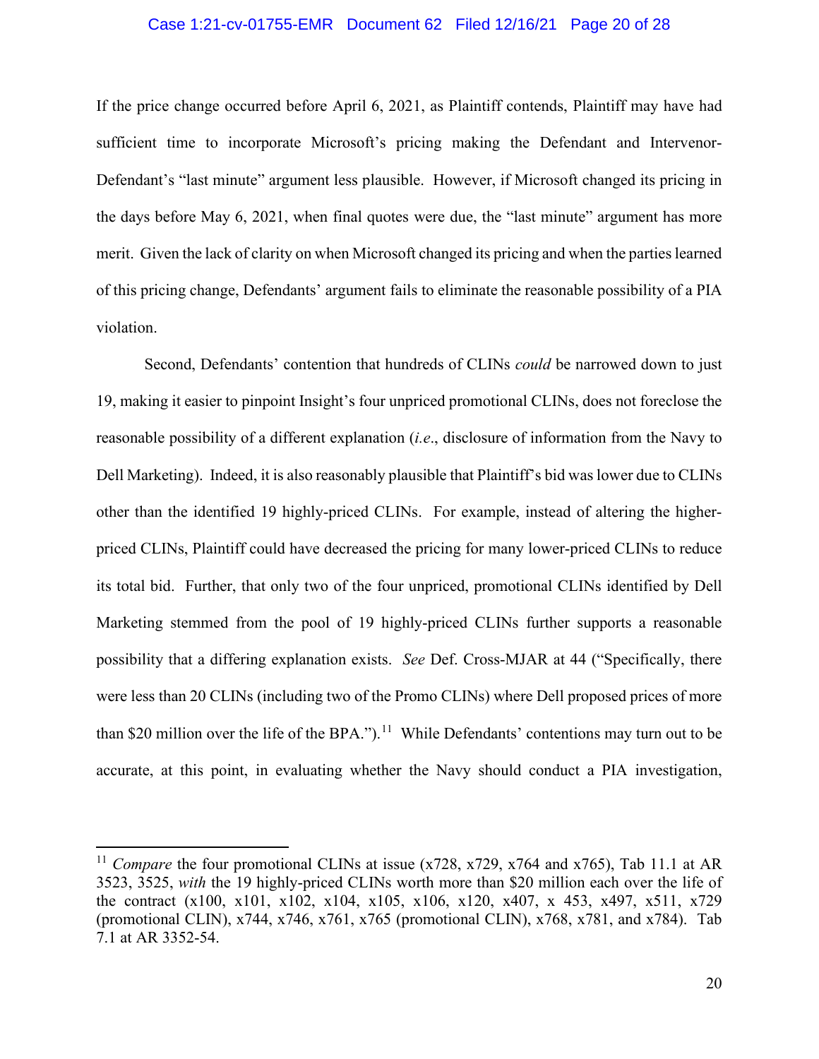If the price change occurred before April 6, 2021, as Plaintiff contends, Plaintiff may have had sufficient time to incorporate Microsoft's pricing making the Defendant and Intervenor-Defendant's "last minute" argument less plausible. However, if Microsoft changed its pricing in the days before May 6, 2021, when final quotes were due, the "last minute" argument has more merit. Given the lack of clarity on when Microsoft changed its pricing and when the parties learned of this pricing change, Defendants' argument fails to eliminate the reasonable possibility of a PIA violation.

Second, Defendants' contention that hundreds of CLINs *could* be narrowed down to just 19, making it easier to pinpoint Insight's four unpriced promotional CLINs, does not foreclose the reasonable possibility of a different explanation (*i.e*., disclosure of information from the Navy to Dell Marketing). Indeed, it is also reasonably plausible that Plaintiff's bid was lower due to CLINs other than the identified 19 highly-priced CLINs. For example, instead of altering the higher-priced CLINs, Plaintiff could have decreased the pricing for many lower-priced CLINs to reduce its total bid. Further, that only two of the four unpriced, promotional CLINs identified by Dell Marketing stemmed from the pool of 19 highly-priced CLINs further supports a reasonable possibility that a differing explanation exists. *See* Def. Cross-MJAR at 44 ("Specifically, there were less than 20 CLINs (including two of the Promo CLINs) where Dell proposed prices of more than $20 million over the life of the BPA.").[11] While Defendants' contentions may turn out to be accurate, at this point, in evaluating whether the Navy should conduct a PIA investigation,

[11] *Compare* the four promotional CLINs at issue (x728, x729, x764 and x765), Tab 11.1 at AR 3523, 3525, *with* the 19 highly-priced CLINs worth more than $20 million each over the life of the contract (x100, x101, x102, x104, x105, x106, x120, x407, x 453, x497, x511, x729 (promotional CLIN), x744, x746, x761, x765 (promotional CLIN), x768, x781, and x784). Tab 7.1 at AR 3352-54.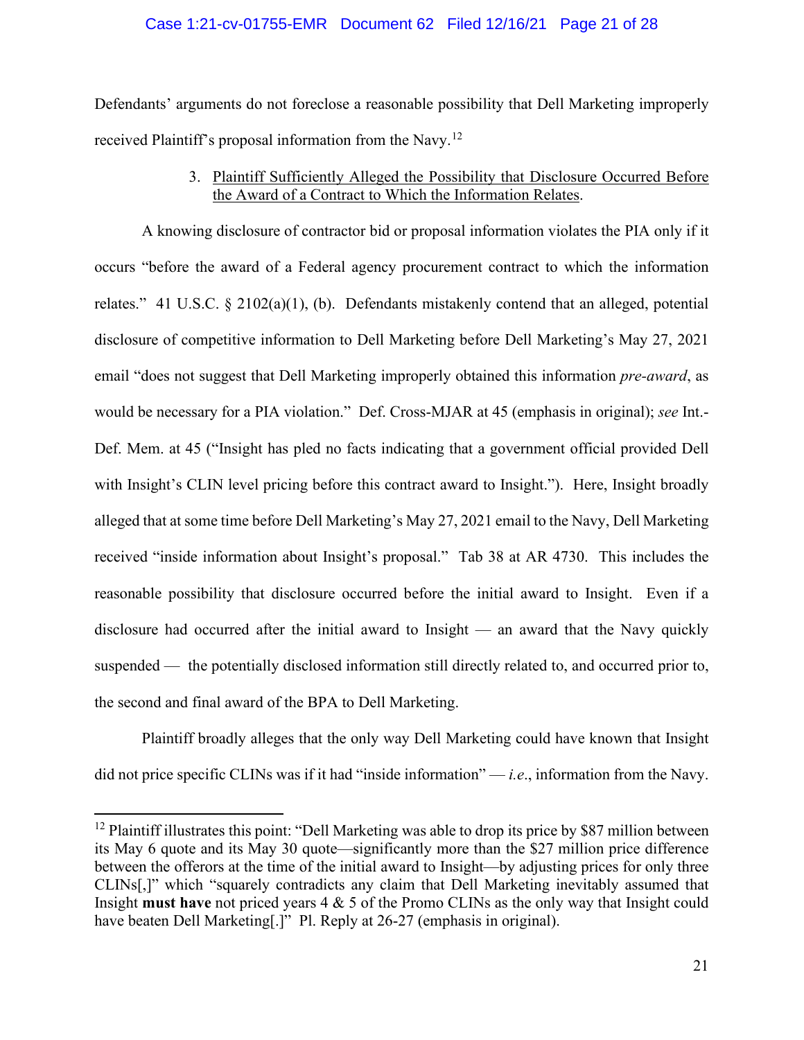Defendants' arguments do not foreclose a reasonable possibility that Dell Marketing improperly received Plaintiff's proposal information from the Navy.[12]

3. Plaintiff Sufficiently Alleged the Possibility that Disclosure Occurred Before the Award of a Contract to Which the Information Relates.

A knowing disclosure of contractor bid or proposal information violates the PIA only if it occurs "before the award of a Federal agency procurement contract to which the information relates." 41 U.S.C. § 2102(a)(1), (b). Defendants mistakenly contend that an alleged, potential disclosure of competitive information to Dell Marketing before Dell Marketing's May 27, 2021 email "does not suggest that Dell Marketing improperly obtained this information *pre-award*, as would be necessary for a PIA violation." Def. Cross-MJAR at 45 (emphasis in original); *see* Int.-Def. Mem. at 45 ("Insight has pled no facts indicating that a government official provided Dell with Insight's CLIN level pricing before this contract award to Insight."). Here, Insight broadly alleged that at some time before Dell Marketing's May 27, 2021 email to the Navy, Dell Marketing received "inside information about Insight's proposal." Tab 38 at AR 4730. This includes the reasonable possibility that disclosure occurred before the initial award to Insight. Even if a disclosure had occurred after the initial award to Insight — an award that the Navy quickly suspended — the potentially disclosed information still directly related to, and occurred prior to, the second and final award of the BPA to Dell Marketing.

Plaintiff broadly alleges that the only way Dell Marketing could have known that Insight did not price specific CLINs was if it had "inside information" — *i.e.*, information from the Navy.

[12] Plaintiff illustrates this point: "Dell Marketing was able to drop its price by $87 million between its May 6 quote and its May 30 quote—significantly more than the $27 million price difference between the offerors at the time of the initial award to Insight—by adjusting prices for only three CLINs[,]" which "squarely contradicts any claim that Dell Marketing inevitably assumed that Insight **must have** not priced years 4 & 5 of the Promo CLINs as the only way that Insight could have beaten Dell Marketing[.]" Pl. Reply at 26-27 (emphasis in original).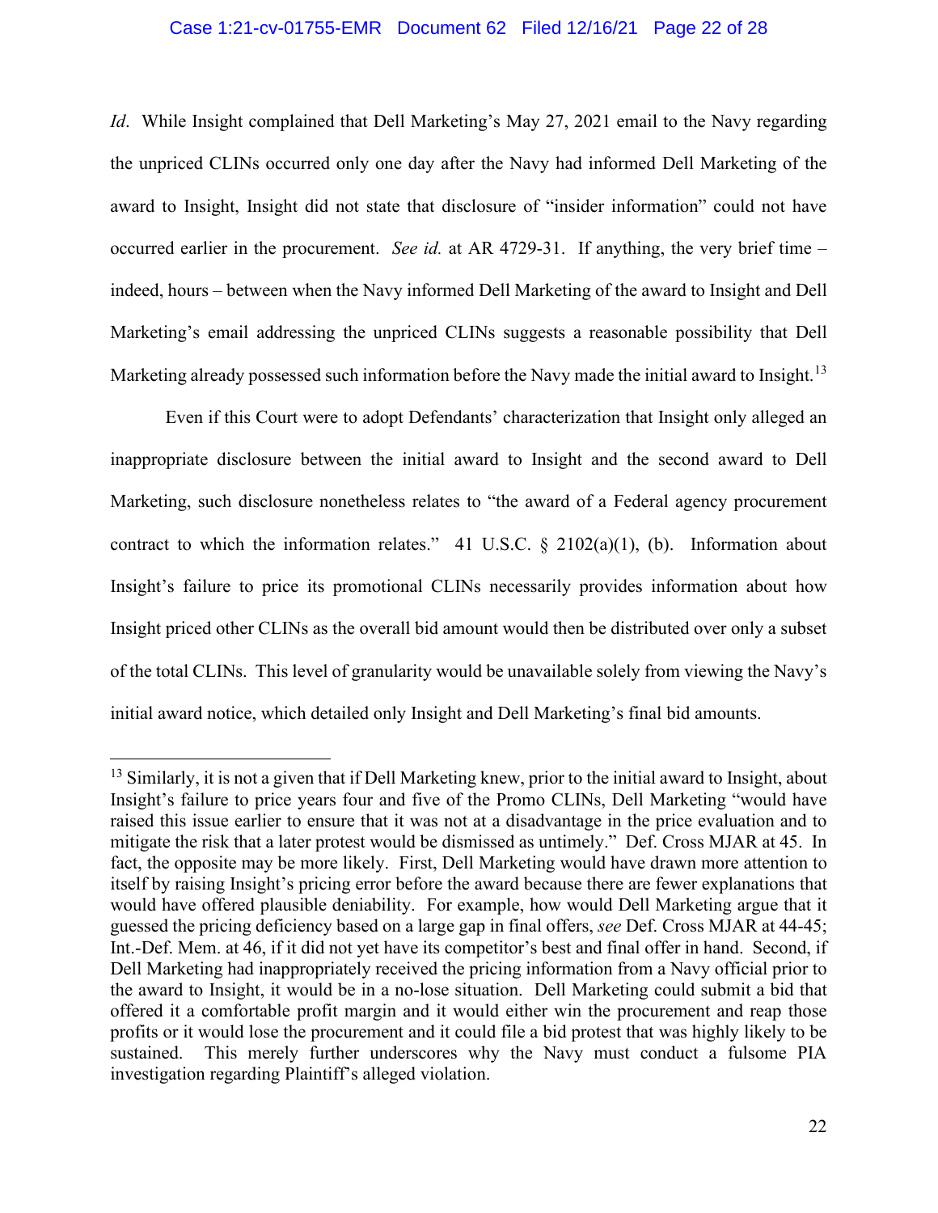*Id*. While Insight complained that Dell Marketing's May 27, 2021 email to the Navy regarding the unpriced CLINs occurred only one day after the Navy had informed Dell Marketing of the award to Insight, Insight did not state that disclosure of "insider information" could not have occurred earlier in the procurement. *See id.* at AR 4729-31. If anything, the very brief time – indeed, hours – between when the Navy informed Dell Marketing of the award to Insight and Dell Marketing's email addressing the unpriced CLINs suggests a reasonable possibility that Dell Marketing already possessed such information before the Navy made the initial award to Insight.[13]

Even if this Court were to adopt Defendants' characterization that Insight only alleged an inappropriate disclosure between the initial award to Insight and the second award to Dell Marketing, such disclosure nonetheless relates to "the award of a Federal agency procurement contract to which the information relates." 41 U.S.C. § 2102(a)(1), (b). Information about Insight's failure to price its promotional CLINs necessarily provides information about how Insight priced other CLINs as the overall bid amount would then be distributed over only a subset of the total CLINs. This level of granularity would be unavailable solely from viewing the Navy's initial award notice, which detailed only Insight and Dell Marketing's final bid amounts.

---

[13] Similarly, it is not a given that if Dell Marketing knew, prior to the initial award to Insight, about Insight's failure to price years four and five of the Promo CLINs, Dell Marketing "would have raised this issue earlier to ensure that it was not at a disadvantage in the price evaluation and to mitigate the risk that a later protest would be dismissed as untimely." Def. Cross MJAR at 45. In fact, the opposite may be more likely. First, Dell Marketing would have drawn more attention to itself by raising Insight's pricing error before the award because there are fewer explanations that would have offered plausible deniability. For example, how would Dell Marketing argue that it guessed the pricing deficiency based on a large gap in final offers, *see* Def. Cross MJAR at 44-45; Int.-Def. Mem. at 46, if it did not yet have its competitor's best and final offer in hand. Second, if Dell Marketing had inappropriately received the pricing information from a Navy official prior to the award to Insight, it would be in a no-lose situation. Dell Marketing could submit a bid that offered it a comfortable profit margin and it would either win the procurement and reap those profits or it would lose the procurement and it could file a bid protest that was highly likely to be sustained. This merely further underscores why the Navy must conduct a fulsome PIA investigation regarding Plaintiff's alleged violation.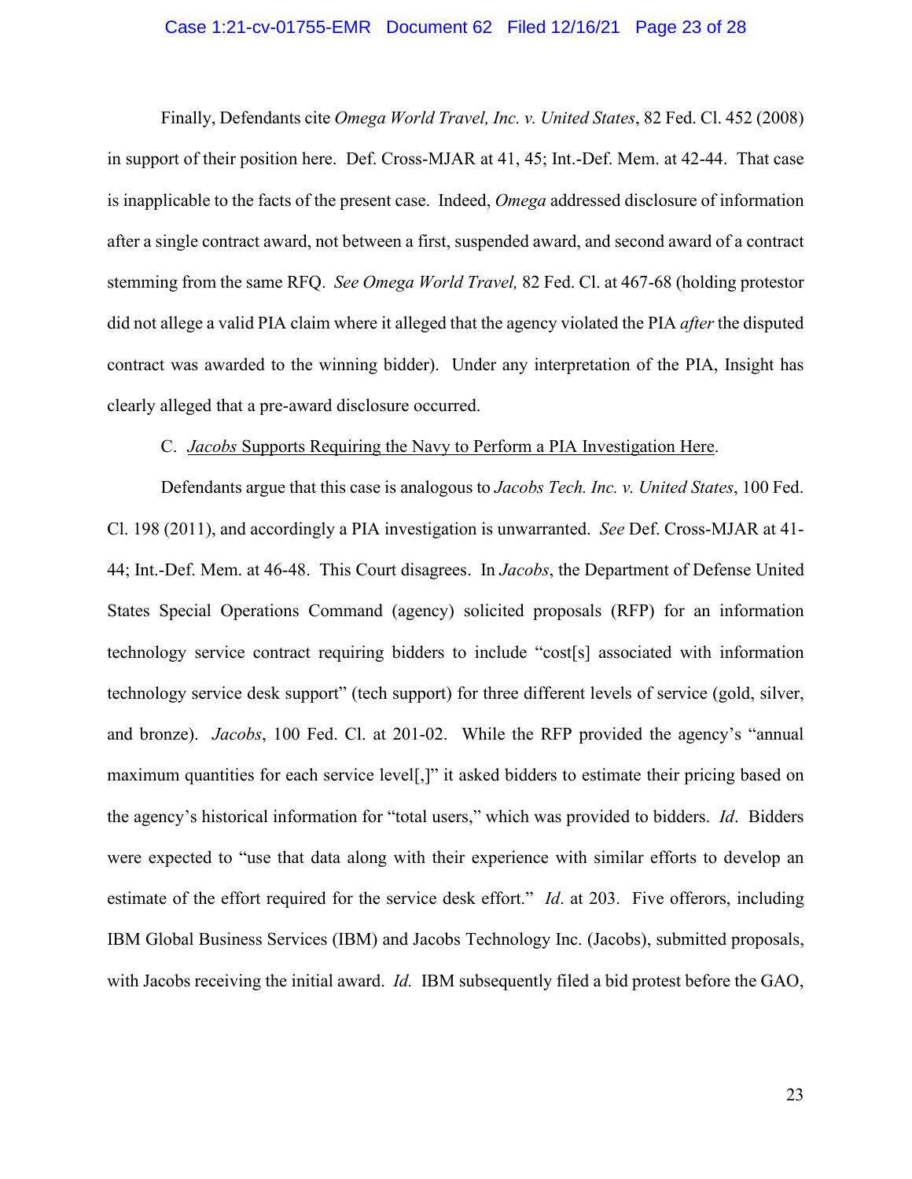Finally, Defendants cite *Omega World Travel, Inc. v. United States*, 82 Fed. Cl. 452 (2008) in support of their position here. Def. Cross-MJAR at 41, 45; Int.-Def. Mem. at 42-44. That case is inapplicable to the facts of the present case. Indeed, *Omega* addressed disclosure of information after a single contract award, not between a first, suspended award, and second award of a contract stemming from the same RFQ. *See Omega World Travel,* 82 Fed. Cl. at 467-68 (holding protestor did not allege a valid PIA claim where it alleged that the agency violated the PIA *after* the disputed contract was awarded to the winning bidder). Under any interpretation of the PIA, Insight has clearly alleged that a pre-award disclosure occurred.

C. <u>*Jacobs* Supports Requiring the Navy to Perform a PIA Investigation Here</u>.

Defendants argue that this case is analogous to *Jacobs Tech. Inc. v. United States*, 100 Fed. Cl. 198 (2011), and accordingly a PIA investigation is unwarranted. *See* Def. Cross-MJAR at 41-44; Int.-Def. Mem. at 46-48. This Court disagrees. In *Jacobs*, the Department of Defense United States Special Operations Command (agency) solicited proposals (RFP) for an information technology service contract requiring bidders to include "cost[s] associated with information technology service desk support" (tech support) for three different levels of service (gold, silver, and bronze). *Jacobs*, 100 Fed. Cl. at 201-02. While the RFP provided the agency's "annual maximum quantities for each service level[,]" it asked bidders to estimate their pricing based on the agency's historical information for "total users," which was provided to bidders. *Id*. Bidders were expected to "use that data along with their experience with similar efforts to develop an estimate of the effort required for the service desk effort." *Id*. at 203. Five offerors, including IBM Global Business Services (IBM) and Jacobs Technology Inc. (Jacobs), submitted proposals, with Jacobs receiving the initial award. *Id.* IBM subsequently filed a bid protest before the GAO,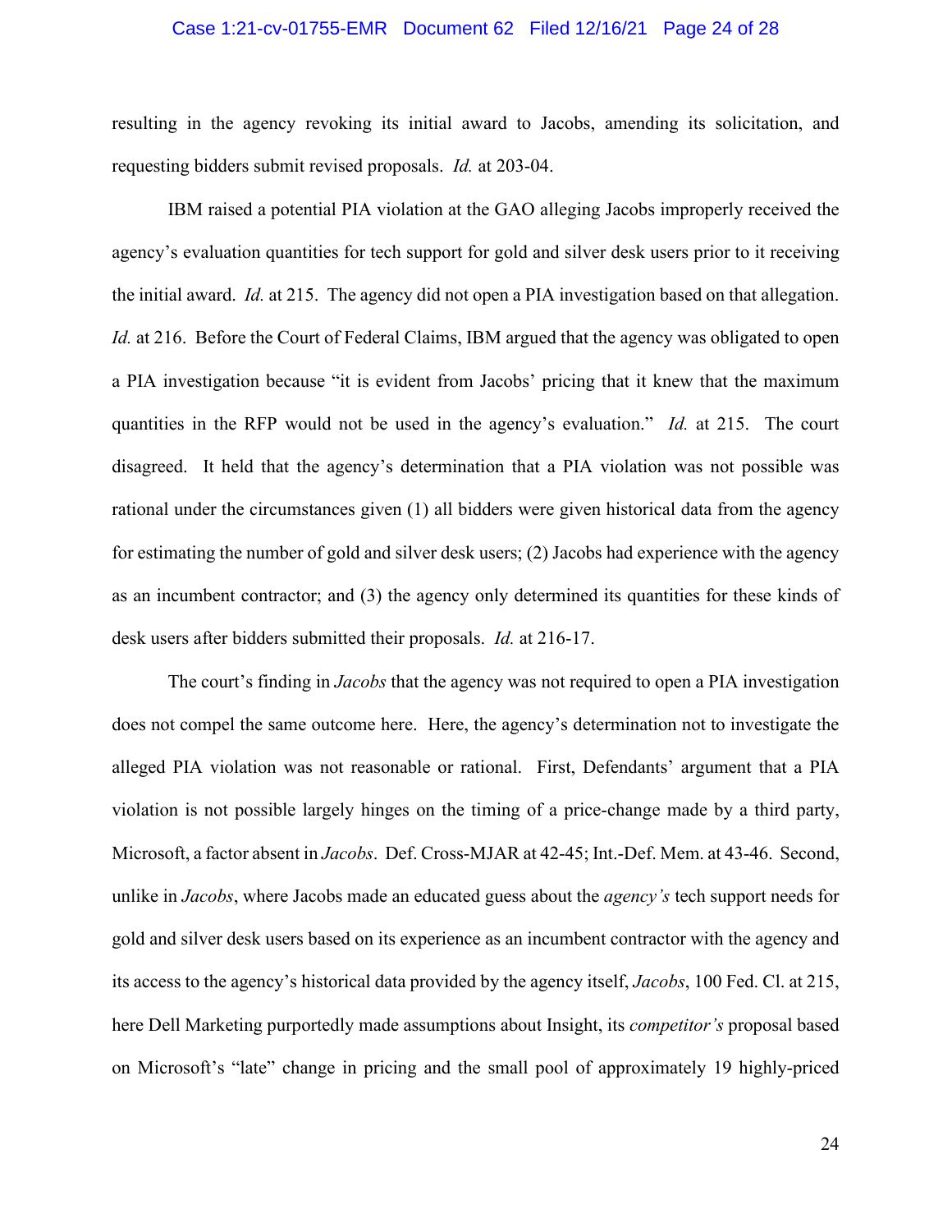resulting in the agency revoking its initial award to Jacobs, amending its solicitation, and requesting bidders submit revised proposals. *Id.* at 203-04.

IBM raised a potential PIA violation at the GAO alleging Jacobs improperly received the agency's evaluation quantities for tech support for gold and silver desk users prior to it receiving the initial award. *Id.* at 215. The agency did not open a PIA investigation based on that allegation. *Id.* at 216. Before the Court of Federal Claims, IBM argued that the agency was obligated to open a PIA investigation because "it is evident from Jacobs' pricing that it knew that the maximum quantities in the RFP would not be used in the agency's evaluation." *Id.* at 215. The court disagreed. It held that the agency's determination that a PIA violation was not possible was rational under the circumstances given (1) all bidders were given historical data from the agency for estimating the number of gold and silver desk users; (2) Jacobs had experience with the agency as an incumbent contractor; and (3) the agency only determined its quantities for these kinds of desk users after bidders submitted their proposals. *Id.* at 216-17.

The court's finding in *Jacobs* that the agency was not required to open a PIA investigation does not compel the same outcome here. Here, the agency's determination not to investigate the alleged PIA violation was not reasonable or rational. First, Defendants' argument that a PIA violation is not possible largely hinges on the timing of a price-change made by a third party, Microsoft, a factor absent in *Jacobs*. Def. Cross-MJAR at 42-45; Int.-Def. Mem. at 43-46. Second, unlike in *Jacobs*, where Jacobs made an educated guess about the *agency's* tech support needs for gold and silver desk users based on its experience as an incumbent contractor with the agency and its access to the agency's historical data provided by the agency itself, *Jacobs*, 100 Fed. Cl. at 215, here Dell Marketing purportedly made assumptions about Insight, its *competitor's* proposal based on Microsoft's "late" change in pricing and the small pool of approximately 19 highly-priced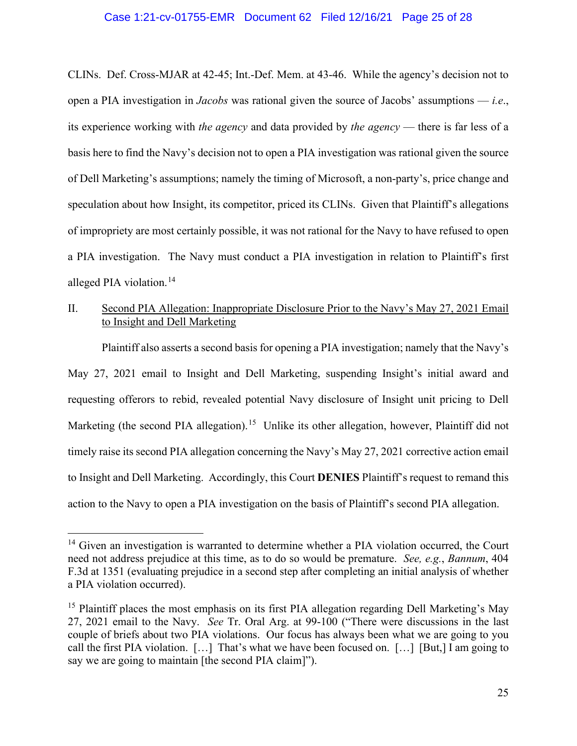CLINs. Def. Cross-MJAR at 42-45; Int.-Def. Mem. at 43-46. While the agency's decision not to open a PIA investigation in *Jacobs* was rational given the source of Jacobs' assumptions — *i.e*., its experience working with *the agency* and data provided by *the agency* — there is far less of a basis here to find the Navy's decision not to open a PIA investigation was rational given the source of Dell Marketing's assumptions; namely the timing of Microsoft, a non-party's, price change and speculation about how Insight, its competitor, priced its CLINs. Given that Plaintiff's allegations of impropriety are most certainly possible, it was not rational for the Navy to have refused to open a PIA investigation. The Navy must conduct a PIA investigation in relation to Plaintiff's first alleged PIA violation.[14]

II. Second PIA Allegation: Inappropriate Disclosure Prior to the Navy's May 27, 2021 Email to Insight and Dell Marketing

Plaintiff also asserts a second basis for opening a PIA investigation; namely that the Navy's May 27, 2021 email to Insight and Dell Marketing, suspending Insight's initial award and requesting offerors to rebid, revealed potential Navy disclosure of Insight unit pricing to Dell Marketing (the second PIA allegation).[15] Unlike its other allegation, however, Plaintiff did not timely raise its second PIA allegation concerning the Navy's May 27, 2021 corrective action email to Insight and Dell Marketing. Accordingly, this Court **DENIES** Plaintiff's request to remand this action to the Navy to open a PIA investigation on the basis of Plaintiff's second PIA allegation.

---

[14] Given an investigation is warranted to determine whether a PIA violation occurred, the Court need not address prejudice at this time, as to do so would be premature. *See, e.g.*, *Bannum*, 404 F.3d at 1351 (evaluating prejudice in a second step after completing an initial analysis of whether a PIA violation occurred).

[15] Plaintiff places the most emphasis on its first PIA allegation regarding Dell Marketing's May 27, 2021 email to the Navy. *See* Tr. Oral Arg. at 99-100 ("There were discussions in the last couple of briefs about two PIA violations. Our focus has always been what we are going to you call the first PIA violation. […] That's what we have been focused on. […] [But,] I am going to say we are going to maintain [the second PIA claim]").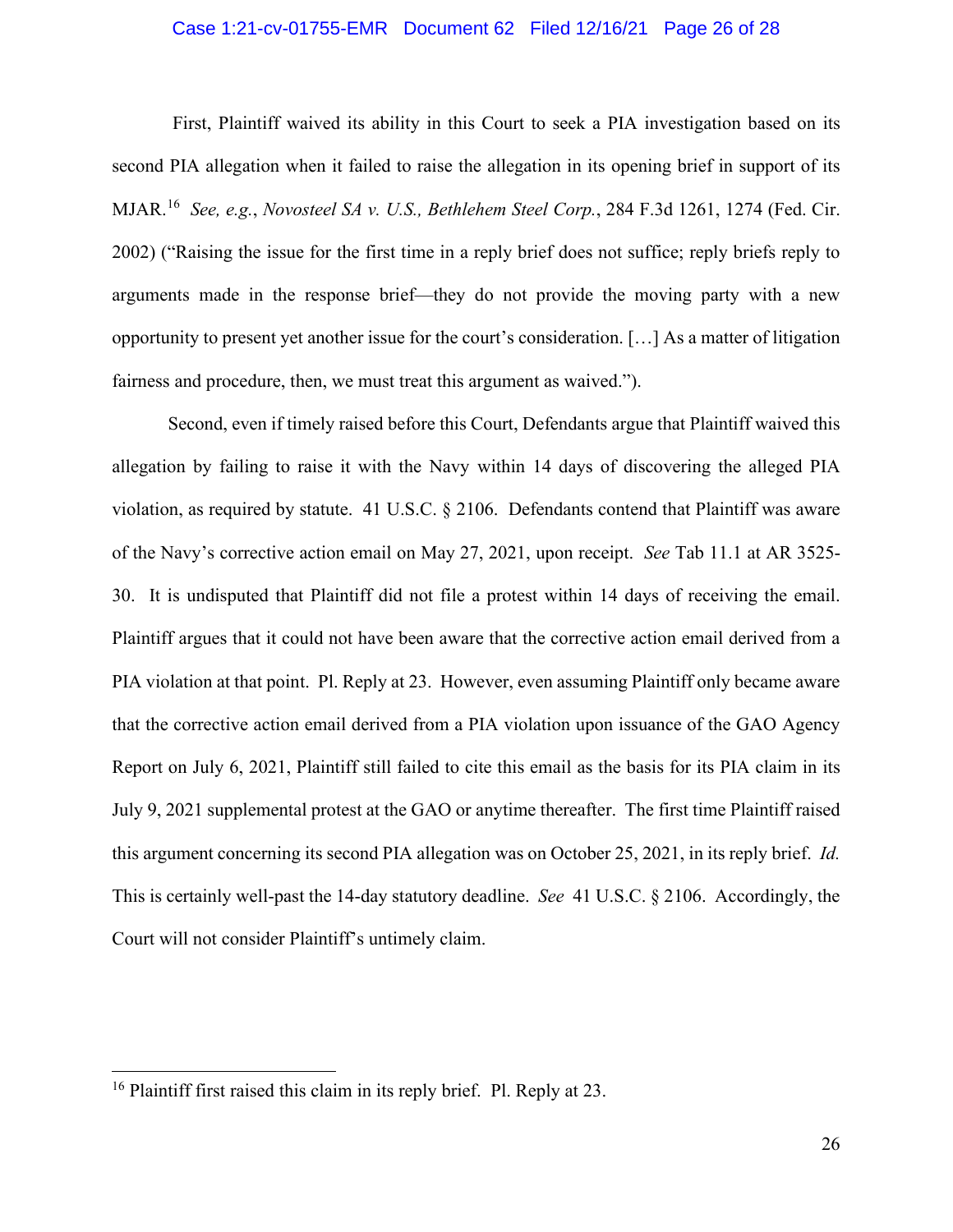First, Plaintiff waived its ability in this Court to seek a PIA investigation based on its second PIA allegation when it failed to raise the allegation in its opening brief in support of its MJAR.[16] *See, e.g.*, *Novosteel SA v. U.S., Bethlehem Steel Corp.*, 284 F.3d 1261, 1274 (Fed. Cir. 2002) ("Raising the issue for the first time in a reply brief does not suffice; reply briefs reply to arguments made in the response brief—they do not provide the moving party with a new opportunity to present yet another issue for the court's consideration. […] As a matter of litigation fairness and procedure, then, we must treat this argument as waived.").

Second, even if timely raised before this Court, Defendants argue that Plaintiff waived this allegation by failing to raise it with the Navy within 14 days of discovering the alleged PIA violation, as required by statute. 41 U.S.C. § 2106. Defendants contend that Plaintiff was aware of the Navy's corrective action email on May 27, 2021, upon receipt. *See* Tab 11.1 at AR 3525-30. It is undisputed that Plaintiff did not file a protest within 14 days of receiving the email. Plaintiff argues that it could not have been aware that the corrective action email derived from a PIA violation at that point. Pl. Reply at 23. However, even assuming Plaintiff only became aware that the corrective action email derived from a PIA violation upon issuance of the GAO Agency Report on July 6, 2021, Plaintiff still failed to cite this email as the basis for its PIA claim in its July 9, 2021 supplemental protest at the GAO or anytime thereafter. The first time Plaintiff raised this argument concerning its second PIA allegation was on October 25, 2021, in its reply brief. *Id.* This is certainly well-past the 14-day statutory deadline. *See* 41 U.S.C. § 2106. Accordingly, the Court will not consider Plaintiff's untimely claim.

---

[16] Plaintiff first raised this claim in its reply brief. Pl. Reply at 23.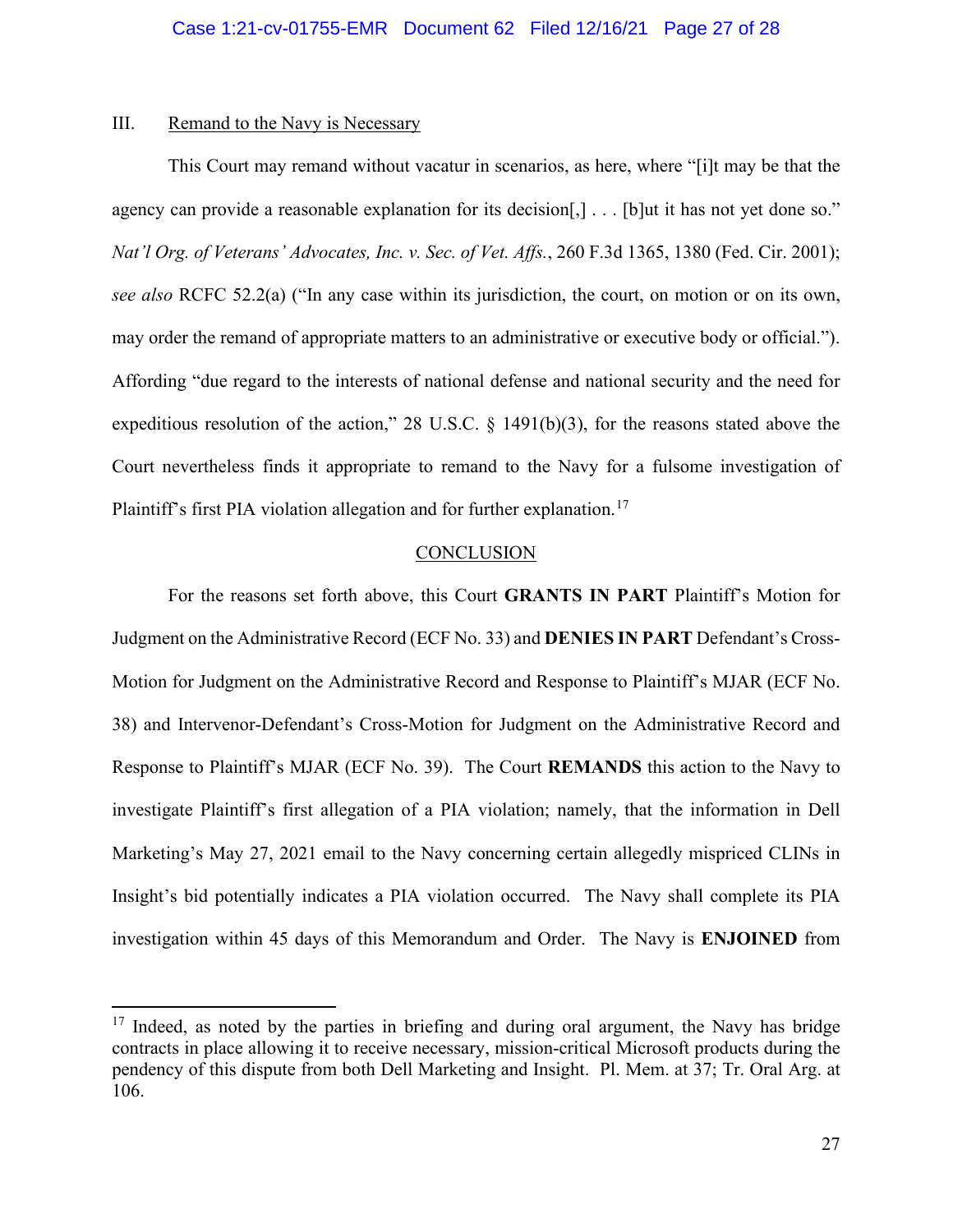## III. Remand to the Navy is Necessary

This Court may remand without vacatur in scenarios, as here, where "[i]t may be that the agency can provide a reasonable explanation for its decision[,] . . . [b]ut it has not yet done so." *Nat'l Org. of Veterans' Advocates, Inc. v. Sec. of Vet. Affs.*, 260 F.3d 1365, 1380 (Fed. Cir. 2001); *see also* RCFC 52.2(a) ("In any case within its jurisdiction, the court, on motion or on its own, may order the remand of appropriate matters to an administrative or executive body or official."). Affording "due regard to the interests of national defense and national security and the need for expeditious resolution of the action," 28 U.S.C. § 1491(b)(3), for the reasons stated above the Court nevertheless finds it appropriate to remand to the Navy for a fulsome investigation of Plaintiff's first PIA violation allegation and for further explanation.[17]

## CONCLUSION

For the reasons set forth above, this Court **GRANTS IN PART** Plaintiff's Motion for Judgment on the Administrative Record (ECF No. 33) and **DENIES IN PART** Defendant's Cross-Motion for Judgment on the Administrative Record and Response to Plaintiff's MJAR (ECF No. 38) and Intervenor-Defendant's Cross-Motion for Judgment on the Administrative Record and Response to Plaintiff's MJAR (ECF No. 39). The Court **REMANDS** this action to the Navy to investigate Plaintiff's first allegation of a PIA violation; namely, that the information in Dell Marketing's May 27, 2021 email to the Navy concerning certain allegedly mispriced CLINs in Insight's bid potentially indicates a PIA violation occurred. The Navy shall complete its PIA investigation within 45 days of this Memorandum and Order. The Navy is **ENJOINED** from

---

[17] Indeed, as noted by the parties in briefing and during oral argument, the Navy has bridge contracts in place allowing it to receive necessary, mission-critical Microsoft products during the pendency of this dispute from both Dell Marketing and Insight. Pl. Mem. at 37; Tr. Oral Arg. at 106.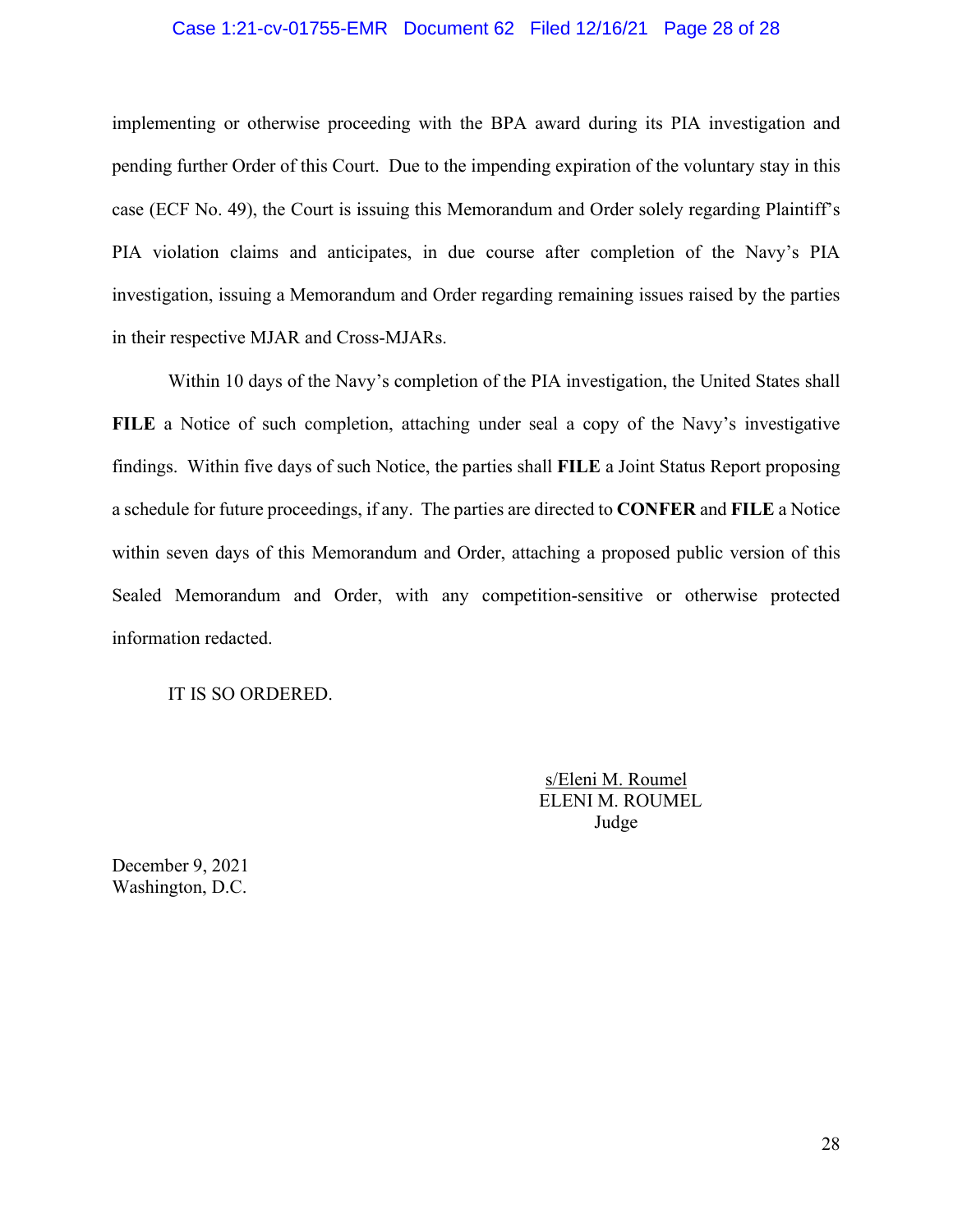implementing or otherwise proceeding with the BPA award during its PIA investigation and pending further Order of this Court. Due to the impending expiration of the voluntary stay in this case (ECF No. 49), the Court is issuing this Memorandum and Order solely regarding Plaintiff's PIA violation claims and anticipates, in due course after completion of the Navy's PIA investigation, issuing a Memorandum and Order regarding remaining issues raised by the parties in their respective MJAR and Cross-MJARs.

Within 10 days of the Navy's completion of the PIA investigation, the United States shall **FILE** a Notice of such completion, attaching under seal a copy of the Navy's investigative findings. Within five days of such Notice, the parties shall **FILE** a Joint Status Report proposing a schedule for future proceedings, if any. The parties are directed to **CONFER** and **FILE** a Notice within seven days of this Memorandum and Order, attaching a proposed public version of this Sealed Memorandum and Order, with any competition-sensitive or otherwise protected information redacted.

IT IS SO ORDERED.

s/Eleni M. Roumel
ELENI M. ROUMEL
Judge

December 9, 2021
Washington, D.C.